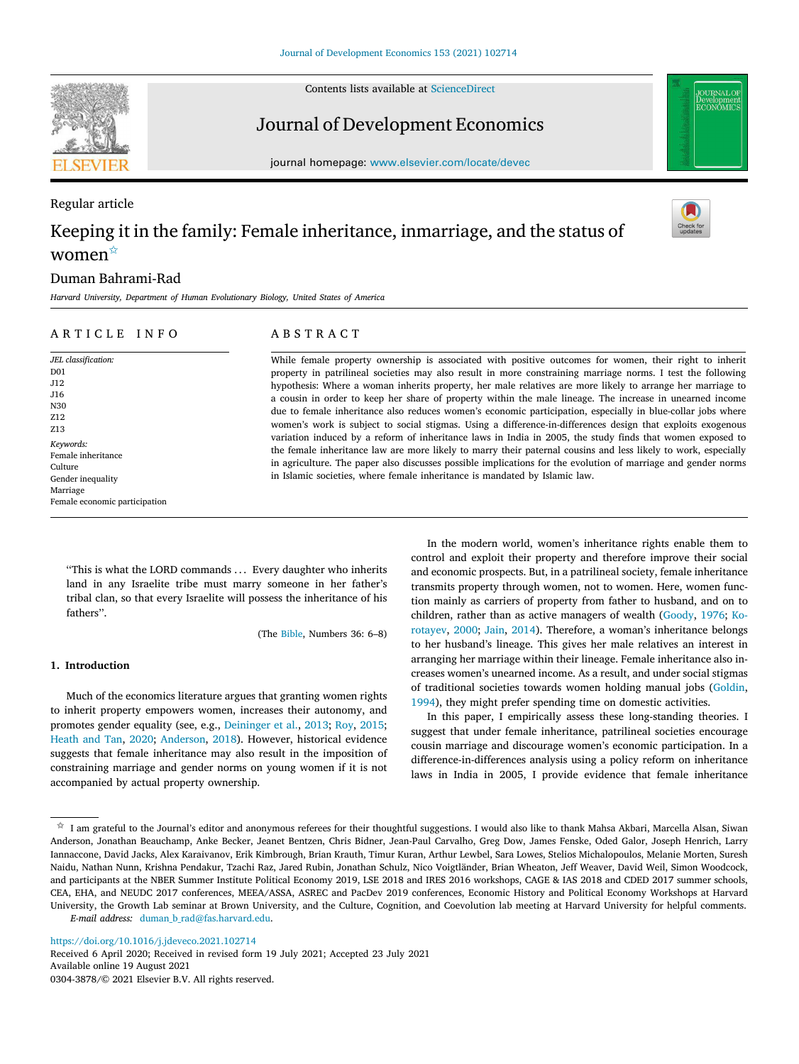Regular article

# Keeping it in the family: Female inheritance, inmarriage, and the status of women☆

Duman Bahrami-Rad

*Harvard University, Department of Human Evolutionary Biology, United States of America*

## ARTICLE INFO

*JEL classification:*
D01
J12
J16
N30
Z12
Z13

*Keywords:*
Female inheritance
Culture
Gender inequality
Marriage
Female economic participation

## ABSTRACT

While female property ownership is associated with positive outcomes for women, their right to inherit property in patrilineal societies may also result in more constraining marriage norms. I test the following hypothesis: Where a woman inherits property, her male relatives are more likely to arrange her marriage to a cousin in order to keep her share of property within the male lineage. The increase in unearned income due to female inheritance also reduces women's economic participation, especially in blue-collar jobs where women's work is subject to social stigmas. Using a difference-in-differences design that exploits exogenous variation induced by a reform of inheritance laws in India in 2005, the study finds that women exposed to the female inheritance law are more likely to marry their paternal cousins and less likely to work, especially in agriculture. The paper also discusses possible implications for the evolution of marriage and gender norms in Islamic societies, where female inheritance is mandated by Islamic law.

> "This is what the LORD commands ... Every daughter who inherits land in any Israelite tribe must marry someone in her father's tribal clan, so that every Israelite will possess the inheritance of his fathers".
>
> (The Bible, Numbers 36: 6–8)

## 1. Introduction

Much of the economics literature argues that granting women rights to inherit property empowers women, increases their autonomy, and promotes gender equality (see, e.g., Deininger et al., 2013; Roy, 2015; Heath and Tan, 2020; Anderson, 2018). However, historical evidence suggests that female inheritance may also result in the imposition of constraining marriage and gender norms on young women if it is not accompanied by actual property ownership.

In the modern world, women's inheritance rights enable them to control and exploit their property and therefore improve their social and economic prospects. But, in a patrilineal society, female inheritance transmits property through women, not to women. Here, women function mainly as carriers of property from father to husband, and on to children, rather than as active managers of wealth (Goody, 1976; Korotayev, 2000; Jain, 2014). Therefore, a woman's inheritance belongs to her husband's lineage. This gives her male relatives an interest in arranging her marriage within their lineage. Female inheritance also increases women's unearned income. As a result, and under social stigmas of traditional societies towards women holding manual jobs (Goldin, 1994), they might prefer spending time on domestic activities.

In this paper, I empirically assess these long-standing theories. I suggest that under female inheritance, patrilineal societies encourage cousin marriage and discourage women's economic participation. In a difference-in-differences analysis using a policy reform on inheritance laws in India in 2005, I provide evidence that female inheritance

☆ I am grateful to the Journal's editor and anonymous referees for their thoughtful suggestions. I would also like to thank Mahsa Akbari, Marcella Alsan, Siwan Anderson, Jonathan Beauchamp, Anke Becker, Jeanet Bentzen, Chris Bidner, Jean-Paul Carvalho, Greg Dow, James Fenske, Oded Galor, Joseph Henrich, Larry Iannaccone, David Jacks, Alex Karaivanov, Erik Kimbrough, Brian Krauth, Timur Kuran, Arthur Lewbel, Sara Lowes, Stelios Michalopoulos, Melanie Morten, Suresh Naidu, Nathan Nunn, Krishna Pendakur, Tzachi Raz, Jared Rubin, Jonathan Schulz, Nico Voigtländer, Brian Wheaton, Jeff Weaver, David Weil, Simon Woodcock, and participants at the NBER Summer Institute Political Economy 2019, LSE 2018 and IRES 2016 workshops, CAGE & IAS 2018 and CDED 2017 summer schools, CEA, EHA, and NEUDC 2017 conferences, MEEA/ASSA, ASREC and PacDev 2019 conferences, Economic History and Political Economy Workshops at Harvard University, the Growth Lab seminar at Brown University, and the Culture, Cognition, and Coevolution lab meeting at Harvard University for helpful comments.

*E-mail address:* duman_b_rad@fas.harvard.edu.

https://doi.org/10.1016/j.jdeveco.2021.102714
Received 6 April 2020; Received in revised form 19 July 2021; Accepted 23 July 2021
Available online 19 August 2021
0304-3878/© 2021 Elsevier B.V. All rights reserved.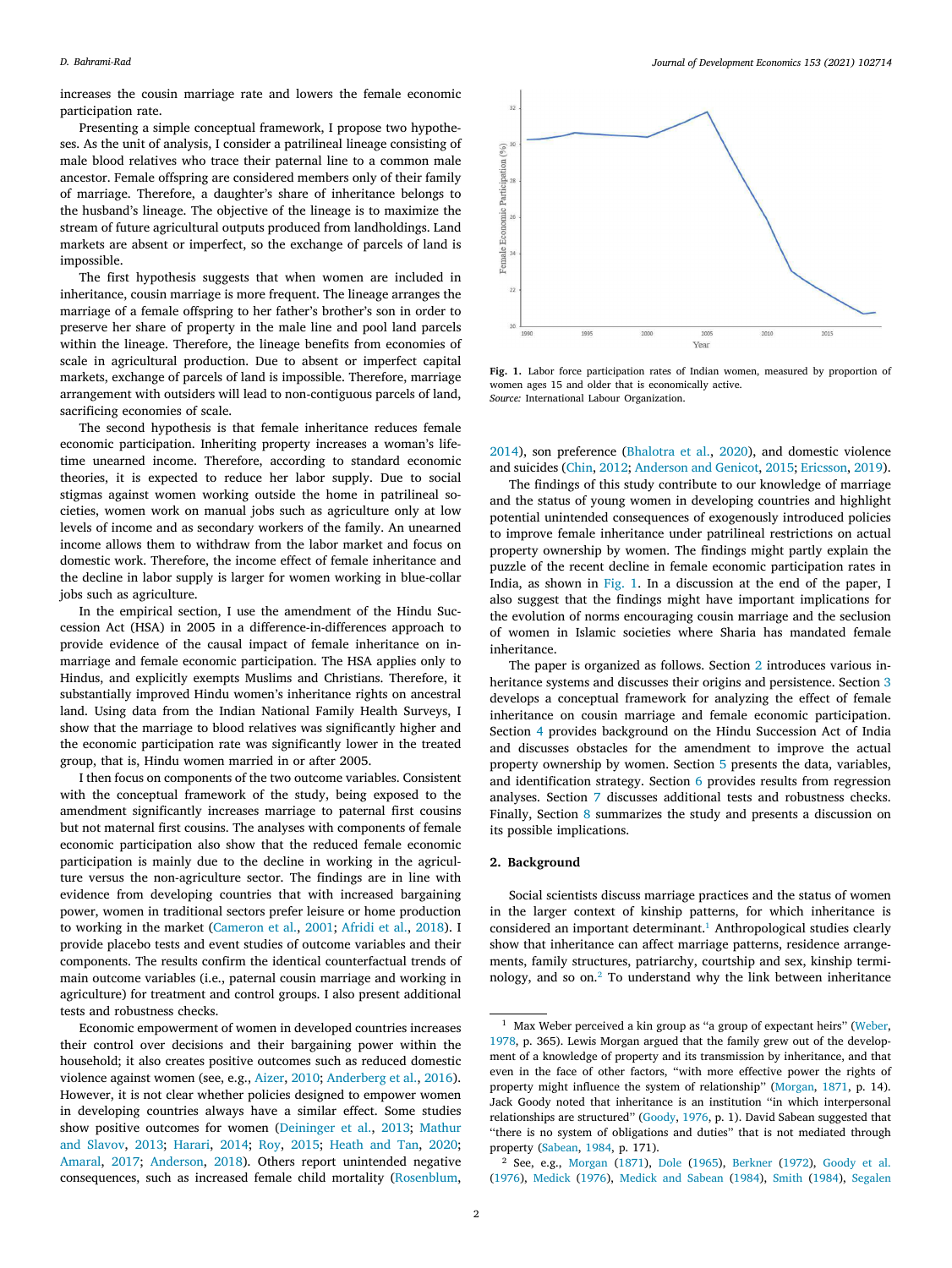increases the cousin marriage rate and lowers the female economic participation rate.

Presenting a simple conceptual framework, I propose two hypotheses. As the unit of analysis, I consider a patrilineal lineage consisting of male blood relatives who trace their paternal line to a common male ancestor. Female offspring are considered members only of their family of marriage. Therefore, a daughter's share of inheritance belongs to the husband's lineage. The objective of the lineage is to maximize the stream of future agricultural outputs produced from landholdings. Land markets are absent or imperfect, so the exchange of parcels of land is impossible.

The first hypothesis suggests that when women are included in inheritance, cousin marriage is more frequent. The lineage arranges the marriage of a female offspring to her father's brother's son in order to preserve her share of property in the male line and pool land parcels within the lineage. Therefore, the lineage benefits from economies of scale in agricultural production. Due to absent or imperfect capital markets, exchange of parcels of land is impossible. Therefore, marriage arrangement with outsiders will lead to non-contiguous parcels of land, sacrificing economies of scale.

The second hypothesis is that female inheritance reduces female economic participation. Inheriting property increases a woman's lifetime unearned income. Therefore, according to standard economic theories, it is expected to reduce her labor supply. Due to social stigmas against women working outside the home in patrilineal societies, women work on manual jobs such as agriculture only at low levels of income and as secondary workers of the family. An unearned income allows them to withdraw from the labor market and focus on domestic work. Therefore, the income effect of female inheritance and the decline in labor supply is larger for women working in blue-collar jobs such as agriculture.

In the empirical section, I use the amendment of the Hindu Succession Act (HSA) in 2005 in a difference-in-differences approach to provide evidence of the causal impact of female inheritance on in-marriage and female economic participation. The HSA applies only to Hindus, and explicitly exempts Muslims and Christians. Therefore, it substantially improved Hindu women's inheritance rights on ancestral land. Using data from the Indian National Family Health Surveys, I show that the marriage to blood relatives was significantly higher and the economic participation rate was significantly lower in the treated group, that is, Hindu women married in or after 2005.

I then focus on components of the two outcome variables. Consistent with the conceptual framework of the study, being exposed to the amendment significantly increases marriage to paternal first cousins but not maternal first cousins. The analyses with components of female economic participation also show that the reduced female economic participation is mainly due to the decline in working in the agriculture versus the non-agriculture sector. The findings are in line with evidence from developing countries that with increased bargaining power, women in traditional sectors prefer leisure or home production to working in the market (Cameron et al., 2001; Afridi et al., 2018). I provide placebo tests and event studies of outcome variables and their components. The results confirm the identical counterfactual trends of main outcome variables (i.e., paternal cousin marriage and working in agriculture) for treatment and control groups. I also present additional tests and robustness checks.

Economic empowerment of women in developed countries increases their control over decisions and their bargaining power within the household; it also creates positive outcomes such as reduced domestic violence against women (see, e.g., Aizer, 2010; Anderberg et al., 2016). However, it is not clear whether policies designed to empower women in developing countries always have a similar effect. Some studies show positive outcomes for women (Deininger et al., 2013; Mathur and Slavov, 2013; Harari, 2014; Roy, 2015; Heath and Tan, 2020; Amaral, 2017; Anderson, 2018). Others report unintended negative consequences, such as increased female child mortality (Rosenblum, 2014), son preference (Bhalotra et al., 2020), and domestic violence and suicides (Chin, 2012; Anderson and Genicot, 2015; Ericsson, 2019).

Fig. 1. Labor force participation rates of Indian women, measured by proportion of women ages 15 and older that is economically active.
*Source:* International Labour Organization.

The findings of this study contribute to our knowledge of marriage and the status of young women in developing countries and highlight potential unintended consequences of exogenously introduced policies to improve female inheritance under patrilineal restrictions on actual property ownership by women. The findings might partly explain the puzzle of the recent decline in female economic participation rates in India, as shown in Fig. 1. In a discussion at the end of the paper, I also suggest that the findings might have important implications for the evolution of norms encouraging cousin marriage and the seclusion of women in Islamic societies where Sharia has mandated female inheritance.

The paper is organized as follows. Section 2 introduces various inheritance systems and discusses their origins and persistence. Section 3 develops a conceptual framework for analyzing the effect of female inheritance on cousin marriage and female economic participation. Section 4 provides background on the Hindu Succession Act of India and discusses obstacles for the amendment to improve the actual property ownership by women. Section 5 presents the data, variables, and identification strategy. Section 6 provides results from regression analyses. Section 7 discusses additional tests and robustness checks. Finally, Section 8 summarizes the study and presents a discussion on its possible implications.

## 2. Background

Social scientists discuss marriage practices and the status of women in the larger context of kinship patterns, for which inheritance is considered an important determinant.[1] Anthropological studies clearly show that inheritance can affect marriage patterns, residence arrangements, family structures, patriarchy, courtship and sex, kinship terminology, and so on.[2] To understand why the link between inheritance

---

[1] Max Weber perceived a kin group as "a group of expectant heirs" (Weber, 1978, p. 365). Lewis Morgan argued that the family grew out of the development of a knowledge of property and its transmission by inheritance, and that even in the face of other factors, "with more effective power the rights of property might influence the system of relationship" (Morgan, 1871, p. 14). Jack Goody noted that inheritance is an institution "in which interpersonal relationships are structured" (Goody, 1976, p. 1). David Sabean suggested that "there is no system of obligations and duties" that is not mediated through property (Sabean, 1984, p. 171).

[2] See, e.g., Morgan (1871), Dole (1965), Berkner (1972), Goody et al. (1976), Medick (1976), Medick and Sabean (1984), Smith (1984), Segalen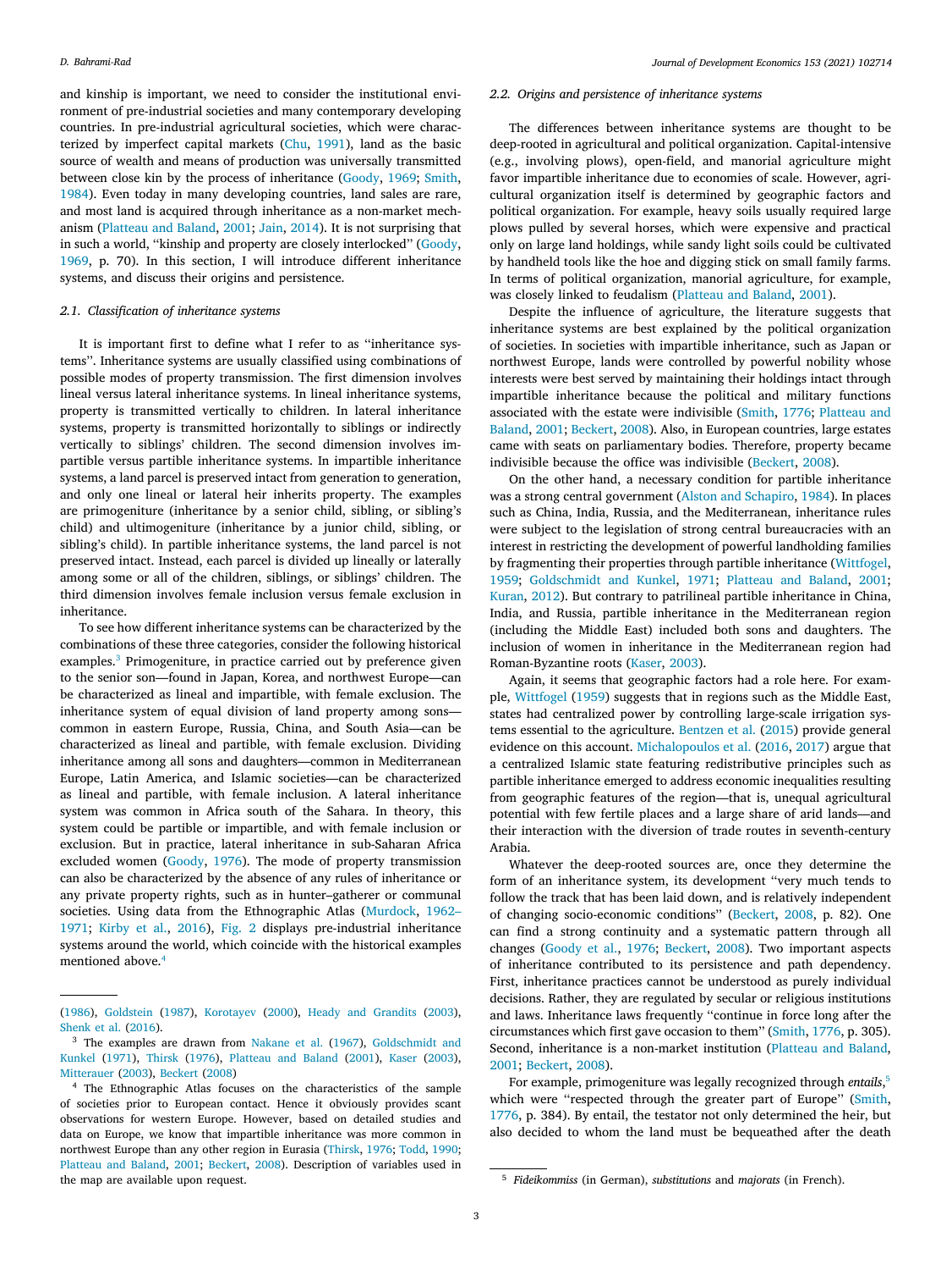and kinship is important, we need to consider the institutional environment of pre-industrial societies and many contemporary developing countries. In pre-industrial agricultural societies, which were characterized by imperfect capital markets (Chu, 1991), land as the basic source of wealth and means of production was universally transmitted between close kin by the process of inheritance (Goody, 1969; Smith, 1984). Even today in many developing countries, land sales are rare, and most land is acquired through inheritance as a non-market mechanism (Platteau and Baland, 2001; Jain, 2014). It is not surprising that in such a world, "kinship and property are closely interlocked" (Goody, 1969, p. 70). In this section, I will introduce different inheritance systems, and discuss their origins and persistence.

### 2.1. Classification of inheritance systems

It is important first to define what I refer to as "inheritance systems". Inheritance systems are usually classified using combinations of possible modes of property transmission. The first dimension involves lineal versus lateral inheritance systems. In lineal inheritance systems, property is transmitted vertically to children. In lateral inheritance systems, property is transmitted horizontally to siblings or indirectly vertically to siblings' children. The second dimension involves impartible versus partible inheritance systems. In impartible inheritance systems, a land parcel is preserved intact from generation to generation, and only one lineal or lateral heir inherits property. The examples are primogeniture (inheritance by a senior child, sibling, or sibling's child) and ultimogeniture (inheritance by a junior child, sibling, or sibling's child). In partible inheritance systems, the land parcel is not preserved intact. Instead, each parcel is divided up lineally or laterally among some or all of the children, siblings, or siblings' children. The third dimension involves female inclusion versus female exclusion in inheritance.

To see how different inheritance systems can be characterized by the combinations of these three categories, consider the following historical examples.[3] Primogeniture, in practice carried out by preference given to the senior son—found in Japan, Korea, and northwest Europe—can be characterized as lineal and impartible, with female exclusion. The inheritance system of equal division of land property among sons—common in eastern Europe, Russia, China, and South Asia—can be characterized as lineal and partible, with female exclusion. Dividing inheritance among all sons and daughters—common in Mediterranean Europe, Latin America, and Islamic societies—can be characterized as lineal and partible, with female inclusion. A lateral inheritance system was common in Africa south of the Sahara. In theory, this system could be partible or impartible, and with female inclusion or exclusion. But in practice, lateral inheritance in sub-Saharan Africa excluded women (Goody, 1976). The mode of property transmission can also be characterized by the absence of any rules of inheritance or any private property rights, such as in hunter–gatherer or communal societies. Using data from the Ethnographic Atlas (Murdock, 1962–1971; Kirby et al., 2016), Fig. 2 displays pre-industrial inheritance systems around the world, which coincide with the historical examples mentioned above.[4]

(1986), Goldstein (1987), Korotayev (2000), Heady and Grandits (2003), Shenk et al. (2016).

[3] The examples are drawn from Nakane et al. (1967), Goldschmidt and Kunkel (1971), Thirsk (1976), Platteau and Baland (2001), Kaser (2003), Mitterauer (2003), Beckert (2008)

[4] The Ethnographic Atlas focuses on the characteristics of the sample of societies prior to European contact. Hence it obviously provides scant observations for western Europe. However, based on detailed studies and data on Europe, we know that impartible inheritance was more common in northwest Europe than any other region in Eurasia (Thirsk, 1976; Todd, 1990; Platteau and Baland, 2001; Beckert, 2008). Description of variables used in the map are available upon request.

### 2.2. Origins and persistence of inheritance systems

The differences between inheritance systems are thought to be deep-rooted in agricultural and political organization. Capital-intensive (e.g., involving plows), open-field, and manorial agriculture might favor impartible inheritance due to economies of scale. However, agricultural organization itself is determined by geographic factors and political organization. For example, heavy soils usually required large plows pulled by several horses, which were expensive and practical only on large land holdings, while sandy light soils could be cultivated by handheld tools like the hoe and digging stick on small family farms. In terms of political organization, manorial agriculture, for example, was closely linked to feudalism (Platteau and Baland, 2001).

Despite the influence of agriculture, the literature suggests that inheritance systems are best explained by the political organization of societies. In societies with impartible inheritance, such as Japan or northwest Europe, lands were controlled by powerful nobility whose interests were best served by maintaining their holdings intact through impartible inheritance because the political and military functions associated with the estate were indivisible (Smith, 1776; Platteau and Baland, 2001; Beckert, 2008). Also, in European countries, large estates came with seats on parliamentary bodies. Therefore, property became indivisible because the office was indivisible (Beckert, 2008).

On the other hand, a necessary condition for partible inheritance was a strong central government (Alston and Schapiro, 1984). In places such as China, India, Russia, and the Mediterranean, inheritance rules were subject to the legislation of strong central bureaucracies with an interest in restricting the development of powerful landholding families by fragmenting their properties through partible inheritance (Wittfogel, 1959; Goldschmidt and Kunkel, 1971; Platteau and Baland, 2001; Kuran, 2012). But contrary to patrilineal partible inheritance in China, India, and Russia, partible inheritance in the Mediterranean region (including the Middle East) included both sons and daughters. The inclusion of women in inheritance in the Mediterranean region had Roman-Byzantine roots (Kaser, 2003).

Again, it seems that geographic factors had a role here. For example, Wittfogel (1959) suggests that in regions such as the Middle East, states had centralized power by controlling large-scale irrigation systems essential to the agriculture. Bentzen et al. (2015) provide general evidence on this account. Michalopoulos et al. (2016, 2017) argue that a centralized Islamic state featuring redistributive principles such as partible inheritance emerged to address economic inequalities resulting from geographic features of the region—that is, unequal agricultural potential with few fertile places and a large share of arid lands—and their interaction with the diversion of trade routes in seventh-century Arabia.

Whatever the deep-rooted sources are, once they determine the form of an inheritance system, its development "very much tends to follow the track that has been laid down, and is relatively independent of changing socio-economic conditions" (Beckert, 2008, p. 82). One can find a strong continuity and a systematic pattern through all changes (Goody et al., 1976; Beckert, 2008). Two important aspects of inheritance contributed to its persistence and path dependency. First, inheritance practices cannot be understood as purely individual decisions. Rather, they are regulated by secular or religious institutions and laws. Inheritance laws frequently "continue in force long after the circumstances which first gave occasion to them" (Smith, 1776, p. 305). Second, inheritance is a non-market institution (Platteau and Baland, 2001; Beckert, 2008).

For example, primogeniture was legally recognized through *entails*,[5] which were "respected through the greater part of Europe" (Smith, 1776, p. 384). By entail, the testator not only determined the heir, but also decided to whom the land must be bequeathed after the death

[5] *Fideikommiss* (in German), *substitutions* and *majorats* (in French).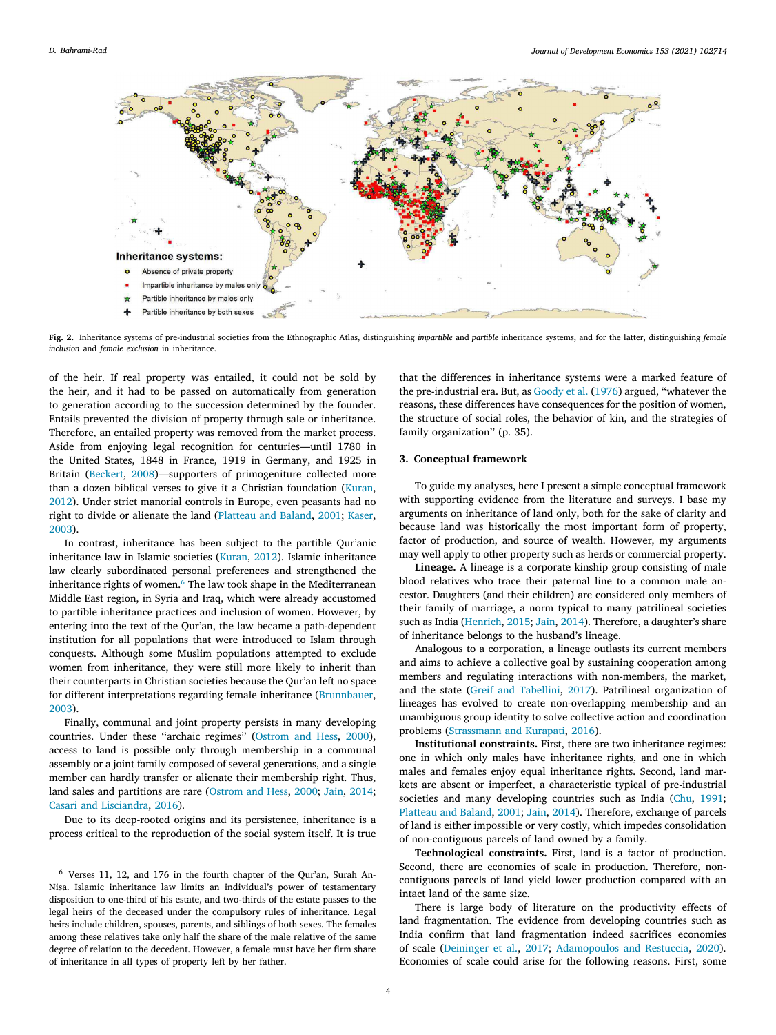Inheritance systems:

- Absence of private property
- Impartible inheritance by males only
- Partible inheritance by males only
- Partible inheritance by both sexes

**Fig. 2.** Inheritance systems of pre-industrial societies from the Ethnographic Atlas, distinguishing *impartible* and *partible* inheritance systems, and for the latter, distinguishing *female inclusion* and *female exclusion* in inheritance.

of the heir. If real property was entailed, it could not be sold by the heir, and it had to be passed on automatically from generation to generation according to the succession determined by the founder. Entails prevented the division of property through sale or inheritance. Therefore, an entailed property was removed from the market process. Aside from enjoying legal recognition for centuries—until 1780 in the United States, 1848 in France, 1919 in Germany, and 1925 in Britain (Beckert, 2008)—supporters of primogeniture collected more than a dozen biblical verses to give it a Christian foundation (Kuran, 2012). Under strict manorial controls in Europe, even peasants had no right to divide or alienate the land (Platteau and Baland, 2001; Kaser, 2003).

In contrast, inheritance has been subject to the partible Qur'anic inheritance law in Islamic societies (Kuran, 2012). Islamic inheritance law clearly subordinated personal preferences and strengthened the inheritance rights of women.[6] The law took shape in the Mediterranean Middle East region, in Syria and Iraq, which were already accustomed to partible inheritance practices and inclusion of women. However, by entering into the text of the Qur'an, the law became a path-dependent institution for all populations that were introduced to Islam through conquests. Although some Muslim populations attempted to exclude women from inheritance, they were still more likely to inherit than their counterparts in Christian societies because the Qur'an left no space for different interpretations regarding female inheritance (Brunnbauer, 2003).

Finally, communal and joint property persists in many developing countries. Under these "archaic regimes" (Ostrom and Hess, 2000), access to land is possible only through membership in a communal assembly or a joint family composed of several generations, and a single member can hardly transfer or alienate their membership right. Thus, land sales and partitions are rare (Ostrom and Hess, 2000; Jain, 2014; Casari and Lisciandra, 2016).

Due to its deep-rooted origins and its persistence, inheritance is a process critical to the reproduction of the social system itself. It is true that the differences in inheritance systems were a marked feature of the pre-industrial era. But, as Goody et al. (1976) argued, "whatever the reasons, these differences have consequences for the position of women, the structure of social roles, the behavior of kin, and the strategies of family organization" (p. 35).

## 3. Conceptual framework

To guide my analyses, here I present a simple conceptual framework with supporting evidence from the literature and surveys. I base my arguments on inheritance of land only, both for the sake of clarity and because land was historically the most important form of property, factor of production, and source of wealth. However, my arguments may well apply to other property such as herds or commercial property.

**Lineage.** A lineage is a corporate kinship group consisting of male blood relatives who trace their paternal line to a common male ancestor. Daughters (and their children) are considered only members of their family of marriage, a norm typical to many patrilineal societies such as India (Henrich, 2015; Jain, 2014). Therefore, a daughter's share of inheritance belongs to the husband's lineage.

Analogous to a corporation, a lineage outlasts its current members and aims to achieve a collective goal by sustaining cooperation among members and regulating interactions with non-members, the market, and the state (Greif and Tabellini, 2017). Patrilineal organization of lineages has evolved to create non-overlapping membership and an unambiguous group identity to solve collective action and coordination problems (Strassmann and Kurapati, 2016).

**Institutional constraints.** First, there are two inheritance regimes: one in which only males have inheritance rights, and one in which males and females enjoy equal inheritance rights. Second, land markets are absent or imperfect, a characteristic typical of pre-industrial societies and many developing countries such as India (Chu, 1991; Platteau and Baland, 2001; Jain, 2014). Therefore, exchange of parcels of land is either impossible or very costly, which impedes consolidation of non-contiguous parcels of land owned by a family.

**Technological constraints.** First, land is a factor of production. Second, there are economies of scale in production. Therefore, non-contiguous parcels of land yield lower production compared with an intact land of the same size.

There is large body of literature on the productivity effects of land fragmentation. The evidence from developing countries such as India confirm that land fragmentation indeed sacrifices economies of scale (Deininger et al., 2017; Adamopoulos and Restuccia, 2020). Economies of scale could arise for the following reasons. First, some

[6] Verses 11, 12, and 176 in the fourth chapter of the Qur'an, Surah An-Nisa. Islamic inheritance law limits an individual's power of testamentary disposition to one-third of his estate, and two-thirds of the estate passes to the legal heirs of the deceased under the compulsory rules of inheritance. Legal heirs include children, spouses, parents, and siblings of both sexes. The females among these relatives take only half the share of the male relative of the same degree of relation to the decedent. However, a female must have her firm share of inheritance in all types of property left by her father.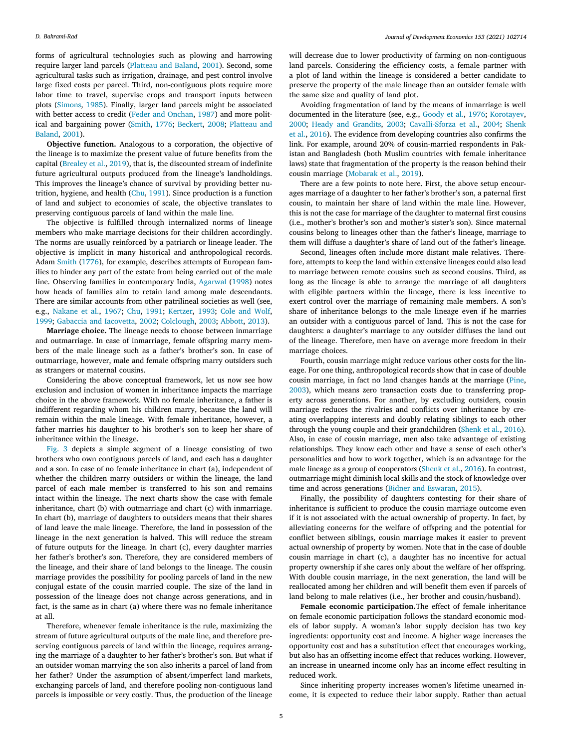forms of agricultural technologies such as plowing and harrowing require larger land parcels (Platteau and Baland, 2001). Second, some agricultural tasks such as irrigation, drainage, and pest control involve large fixed costs per parcel. Third, non-contiguous plots require more labor time to travel, supervise crops and transport inputs between plots (Simons, 1985). Finally, larger land parcels might be associated with better access to credit (Feder and Onchan, 1987) and more political and bargaining power (Smith, 1776; Beckert, 2008; Platteau and Baland, 2001).

**Objective function.** Analogous to a corporation, the objective of the lineage is to maximize the present value of future benefits from the capital (Brealey et al., 2019), that is, the discounted stream of indefinite future agricultural outputs produced from the lineage's landholdings. This improves the lineage's chance of survival by providing better nutrition, hygiene, and health (Chu, 1991). Since production is a function of land and subject to economies of scale, the objective translates to preserving contiguous parcels of land within the male line.

The objective is fulfilled through internalized norms of lineage members who make marriage decisions for their children accordingly. The norms are usually reinforced by a patriarch or lineage leader. The objective is implicit in many historical and anthropological records. Adam Smith (1776), for example, describes attempts of European families to hinder any part of the estate from being carried out of the male line. Observing families in contemporary India, Agarwal (1998) notes how heads of families aim to retain land among male descendants. There are similar accounts from other patrilineal societies as well (see, e.g., Nakane et al., 1967; Chu, 1991; Kertzer, 1993; Cole and Wolf, 1999; Gabaccia and Iacovetta, 2002; Colclough, 2003; Abbott, 2013).

**Marriage choice.** The lineage needs to choose between inmarriage and outmarriage. In case of inmarriage, female offspring marry members of the male lineage such as a father's brother's son. In case of outmarriage, however, male and female offspring marry outsiders such as strangers or maternal cousins.

Considering the above conceptual framework, let us now see how exclusion and inclusion of women in inheritance impacts the marriage choice in the above framework. With no female inheritance, a father is indifferent regarding whom his children marry, because the land will remain within the male lineage. With female inheritance, however, a father marries his daughter to his brother's son to keep her share of inheritance within the lineage.

Fig. 3 depicts a simple segment of a lineage consisting of two brothers who own contiguous parcels of land, and each has a daughter and a son. In case of no female inheritance in chart (a), independent of whether the children marry outsiders or within the lineage, the land parcel of each male member is transferred to his son and remains intact within the lineage. The next charts show the case with female inheritance, chart (b) with outmarriage and chart (c) with inmarriage. In chart (b), marriage of daughters to outsiders means that their shares of land leave the male lineage. Therefore, the land in possession of the lineage in the next generation is halved. This will reduce the stream of future outputs for the lineage. In chart (c), every daughter marries her father's brother's son. Therefore, they are considered members of the lineage, and their share of land belongs to the lineage. The cousin marriage provides the possibility for pooling parcels of land in the new conjugal estate of the cousin married couple. The size of the land in possession of the lineage does not change across generations, and in fact, is the same as in chart (a) where there was no female inheritance at all.

Therefore, whenever female inheritance is the rule, maximizing the stream of future agricultural outputs of the male line, and therefore preserving contiguous parcels of land within the lineage, requires arranging the marriage of a daughter to her father's brother's son. But what if an outsider woman marrying the son also inherits a parcel of land from her father? Under the assumption of absent/imperfect land markets, exchanging parcels of land, and therefore pooling non-contiguous land parcels is impossible or very costly. Thus, the production of the lineage will decrease due to lower productivity of farming on non-contiguous land parcels. Considering the efficiency costs, a female partner with a plot of land within the lineage is considered a better candidate to preserve the property of the male lineage than an outsider female with the same size and quality of land plot.

Avoiding fragmentation of land by the means of inmarriage is well documented in the literature (see, e.g., Goody et al., 1976; Korotayev, 2000; Heady and Grandits, 2003; Cavalli-Sforza et al., 2004; Shenk et al., 2016). The evidence from developing countries also confirms the link. For example, around 20% of cousin-married respondents in Pakistan and Bangladesh (both Muslim countries with female inheritance laws) state that fragmentation of the property is the reason behind their cousin marriage (Mobarak et al., 2019).

There are a few points to note here. First, the above setup encourages marriage of a daughter to her father's brother's son, a paternal first cousin, to maintain her share of land within the male line. However, this is not the case for marriage of the daughter to maternal first cousins (i.e., mother's brother's son and mother's sister's son). Since maternal cousins belong to lineages other than the father's lineage, marriage to them will diffuse a daughter's share of land out of the father's lineage.

Second, lineages often include more distant male relatives. Therefore, attempts to keep the land within extensive lineages could also lead to marriage between remote cousins such as second cousins. Third, as long as the lineage is able to arrange the marriage of all daughters with eligible partners within the lineage, there is less incentive to exert control over the marriage of remaining male members. A son's share of inheritance belongs to the male lineage even if he marries an outsider with a contiguous parcel of land. This is not the case for daughters: a daughter's marriage to any outsider diffuses the land out of the lineage. Therefore, men have on average more freedom in their marriage choices.

Fourth, cousin marriage might reduce various other costs for the lineage. For one thing, anthropological records show that in case of double cousin marriage, in fact no land changes hands at the marriage (Pine, 2003), which means zero transaction costs due to transferring property across generations. For another, by excluding outsiders, cousin marriage reduces the rivalries and conflicts over inheritance by creating overlapping interests and doubly relating siblings to each other through the young couple and their grandchildren (Shenk et al., 2016). Also, in case of cousin marriage, men also take advantage of existing relationships. They know each other and have a sense of each other's personalities and how to work together, which is an advantage for the male lineage as a group of cooperators (Shenk et al., 2016). In contrast, outmarriage might diminish local skills and the stock of knowledge over time and across generations (Bidner and Eswaran, 2015).

Finally, the possibility of daughters contesting for their share of inheritance is sufficient to produce the cousin marriage outcome even if it is not associated with the actual ownership of property. In fact, by alleviating concerns for the welfare of offspring and the potential for conflict between siblings, cousin marriage makes it easier to prevent actual ownership of property by women. Note that in the case of double cousin marriage in chart (c), a daughter has no incentive for actual property ownership if she cares only about the welfare of her offspring. With double cousin marriage, in the next generation, the land will be reallocated among her children and will benefit them even if parcels of land belong to male relatives (i.e., her brother and cousin/husband).

**Female economic participation.** The effect of female inheritance on female economic participation follows the standard economic models of labor supply. A woman's labor supply decision has two key ingredients: opportunity cost and income. A higher wage increases the opportunity cost and has a substitution effect that encourages working, but also has an offsetting income effect that reduces working. However, an increase in unearned income only has an income effect resulting in reduced work.

Since inheriting property increases women's lifetime unearned income, it is expected to reduce their labor supply. Rather than actual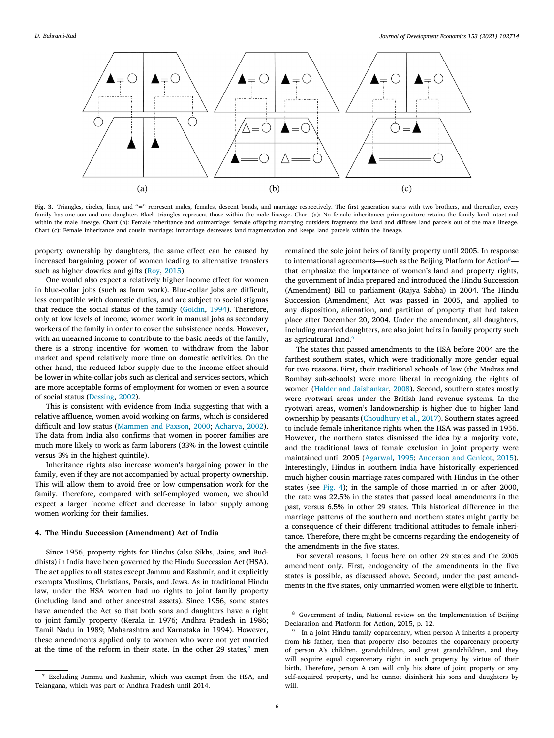Fig. 3. Triangles, circles, lines, and "=" represent males, females, descent bonds, and marriage respectively. The first generation starts with two brothers, and thereafter, every family has one son and one daughter. Black triangles represent those within the male lineage. Chart (a): No female inheritance: primogeniture retains the family land intact and within the male lineage. Chart (b): Female inheritance and outmarriage: female offspring marrying outsiders fragments the land and diffuses land parcels out of the male lineage. Chart (c): Female inheritance and cousin marriage: inmarriage decreases land fragmentation and keeps land parcels within the lineage.

property ownership by daughters, the same effect can be caused by increased bargaining power of women leading to alternative transfers such as higher dowries and gifts (Roy, 2015).

One would also expect a relatively higher income effect for women in blue-collar jobs (such as farm work). Blue-collar jobs are difficult, less compatible with domestic duties, and are subject to social stigmas that reduce the social status of the family (Goldin, 1994). Therefore, only at low levels of income, women work in manual jobs as secondary workers of the family in order to cover the subsistence needs. However, with an unearned income to contribute to the basic needs of the family, there is a strong incentive for women to withdraw from the labor market and spend relatively more time on domestic activities. On the other hand, the reduced labor supply due to the income effect should be lower in white-collar jobs such as clerical and services sectors, which are more acceptable forms of employment for women or even a source of social status (Dessing, 2002).

This is consistent with evidence from India suggesting that with a relative affluence, women avoid working on farms, which is considered difficult and low status (Mammen and Paxson, 2000; Acharya, 2002). The data from India also confirms that women in poorer families are much more likely to work as farm laborers (33% in the lowest quintile versus 3% in the highest quintile).

Inheritance rights also increase women's bargaining power in the family, even if they are not accompanied by actual property ownership. This will allow them to avoid free or low compensation work for the family. Therefore, compared with self-employed women, we should expect a larger income effect and decrease in labor supply among women working for their families.

## 4. The Hindu Succession (Amendment) Act of India

Since 1956, property rights for Hindus (also Sikhs, Jains, and Buddhists) in India have been governed by the Hindu Succession Act (HSA). The act applies to all states except Jammu and Kashmir, and it explicitly exempts Muslims, Christians, Parsis, and Jews. As in traditional Hindu law, under the HSA women had no rights to joint family property (including land and other ancestral assets). Since 1956, some states have amended the Act so that both sons and daughters have a right to joint family property (Kerala in 1976; Andhra Pradesh in 1986; Tamil Nadu in 1989; Maharashtra and Karnataka in 1994). However, these amendments applied only to women who were not yet married at the time of the reform in their state. In the other 29 states,[7] men remained the sole joint heirs of family property until 2005. In response to international agreements—such as the Beijing Platform for Action[8]—that emphasize the importance of women's land and property rights, the government of India prepared and introduced the Hindu Succession (Amendment) Bill to parliament (Rajya Sabha) in 2004. The Hindu Succession (Amendment) Act was passed in 2005, and applied to any disposition, alienation, and partition of property that had taken place after December 20, 2004. Under the amendment, all daughters, including married daughters, are also joint heirs in family property such as agricultural land.[9]

The states that passed amendments to the HSA before 2004 are the farthest southern states, which were traditionally more gender equal for two reasons. First, their traditional schools of law (the Madras and Bombay sub-schools) were more liberal in recognizing the rights of women (Halder and Jaishankar, 2008). Second, southern states mostly were ryotwari areas under the British land revenue systems. In the ryotwari areas, women's landownership is higher due to higher land ownership by peasants (Choudhury et al., 2017). Southern states agreed to include female inheritance rights when the HSA was passed in 1956. However, the northern states dismissed the idea by a majority vote, and the traditional laws of female exclusion in joint property were maintained until 2005 (Agarwal, 1995; Anderson and Genicot, 2015). Interestingly, Hindus in southern India have historically experienced much higher cousin marriage rates compared with Hindus in the other states (see Fig. 4); in the sample of those married in or after 2000, the rate was 22.5% in the states that passed local amendments in the past, versus 6.5% in other 29 states. This historical difference in the marriage patterns of the southern and northern states might partly be a consequence of their different traditional attitudes to female inheritance. Therefore, there might be concerns regarding the endogeneity of the amendments in the five states.

For several reasons, I focus here on other 29 states and the 2005 amendment only. First, endogeneity of the amendments in the five states is possible, as discussed above. Second, under the past amendments in the five states, only unmarried women were eligible to inherit.

[7] Excluding Jammu and Kashmir, which was exempt from the HSA, and Telangana, which was part of Andhra Pradesh until 2014.

[8] Government of India, National review on the Implementation of Beijing Declaration and Platform for Action, 2015, p. 12.

[9] In a joint Hindu family coparcenary, when person A inherits a property from his father, then that property also becomes the coparcenary property of person A's children, grandchildren, and great grandchildren, and they will acquire equal coparcenary right in such property by virtue of their birth. Therefore, person A can will only his share of joint property or any self-acquired property, and he cannot disinherit his sons and daughters by will.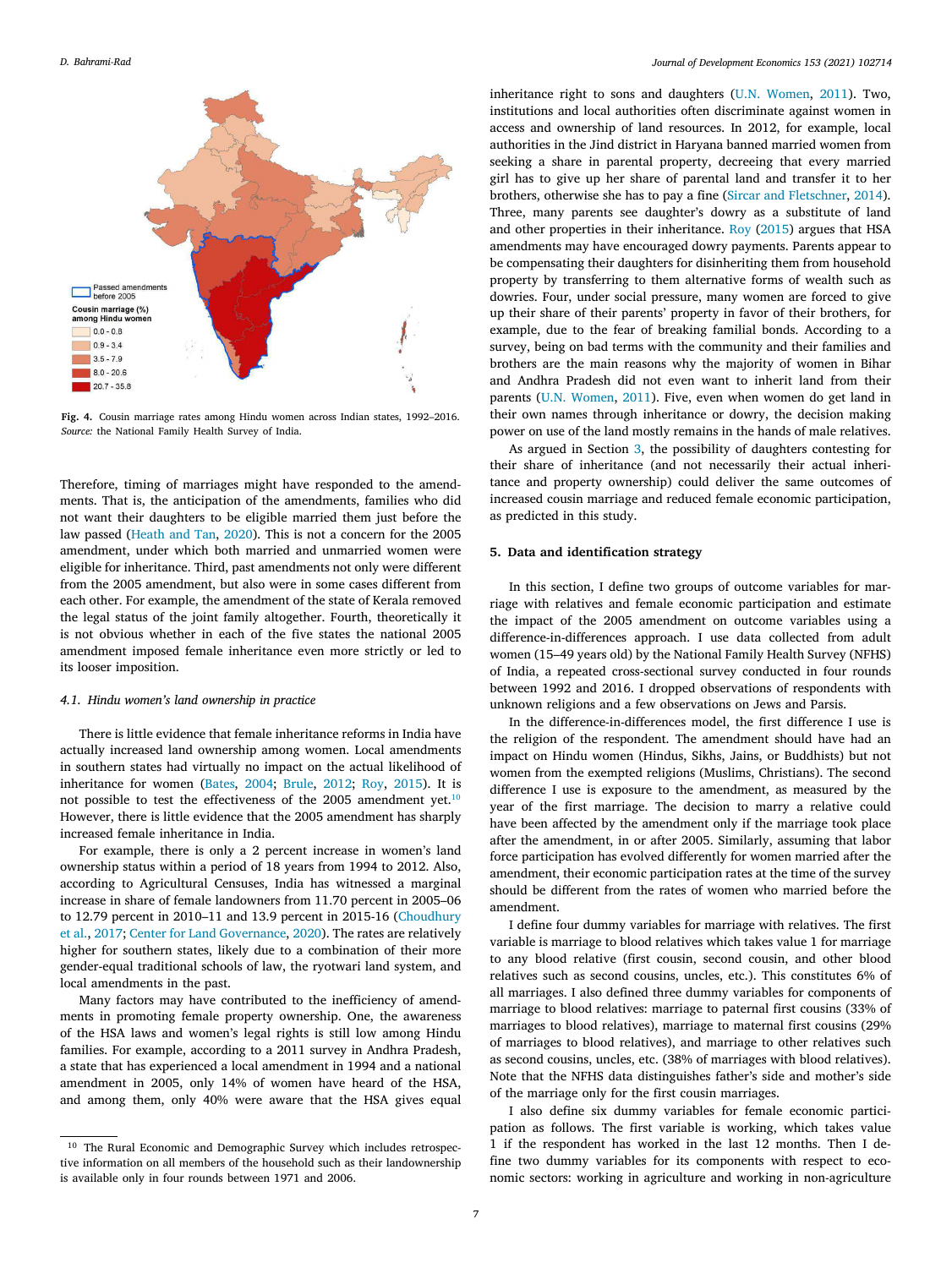Fig. 4. Cousin marriage rates among Hindu women across Indian states, 1992–2016. *Source:* the National Family Health Survey of India.

Therefore, timing of marriages might have responded to the amendments. That is, the anticipation of the amendments, families who did not want their daughters to be eligible married them just before the law passed (Heath and Tan, 2020). This is not a concern for the 2005 amendment, under which both married and unmarried women were eligible for inheritance. Third, past amendments not only were different from the 2005 amendment, but also were in some cases different from each other. For example, the amendment of the state of Kerala removed the legal status of the joint family altogether. Fourth, theoretically it is not obvious whether in each of the five states the national 2005 amendment imposed female inheritance even more strictly or led to its looser imposition.

### 4.1. Hindu women's land ownership in practice

There is little evidence that female inheritance reforms in India have actually increased land ownership among women. Local amendments in southern states had virtually no impact on the actual likelihood of inheritance for women (Bates, 2004; Brule, 2012; Roy, 2015). It is not possible to test the effectiveness of the 2005 amendment yet.[10] However, there is little evidence that the 2005 amendment has sharply increased female inheritance in India.

For example, there is only a 2 percent increase in women's land ownership status within a period of 18 years from 1994 to 2012. Also, according to Agricultural Censuses, India has witnessed a marginal increase in share of female landowners from 11.70 percent in 2005–06 to 12.79 percent in 2010–11 and 13.9 percent in 2015-16 (Choudhury et al., 2017; Center for Land Governance, 2020). The rates are relatively higher for southern states, likely due to a combination of their more gender-equal traditional schools of law, the ryotwari land system, and local amendments in the past.

Many factors may have contributed to the inefficiency of amendments in promoting female property ownership. One, the awareness of the HSA laws and women's legal rights is still low among Hindu families. For example, according to a 2011 survey in Andhra Pradesh, a state that has experienced a local amendment in 1994 and a national amendment in 2005, only 14% of women have heard of the HSA, and among them, only 40% were aware that the HSA gives equal inheritance right to sons and daughters (U.N. Women, 2011). Two, institutions and local authorities often discriminate against women in access and ownership of land resources. In 2012, for example, local authorities in the Jind district in Haryana banned married women from seeking a share in parental property, decreeing that every married girl has to give up her share of parental land and transfer it to her brothers, otherwise she has to pay a fine (Sircar and Fletschner, 2014). Three, many parents see daughter's dowry as a substitute of land and other properties in their inheritance. Roy (2015) argues that HSA amendments may have encouraged dowry payments. Parents appear to be compensating their daughters for disinheriting them from household property by transferring to them alternative forms of wealth such as dowries. Four, under social pressure, many women are forced to give up their share of their parents' property in favor of their brothers, for example, due to the fear of breaking familial bonds. According to a survey, being on bad terms with the community and their families and brothers are the main reasons why the majority of women in Bihar and Andhra Pradesh did not even want to inherit land from their parents (U.N. Women, 2011). Five, even when women do get land in their own names through inheritance or dowry, the decision making power on use of the land mostly remains in the hands of male relatives.

As argued in Section 3, the possibility of daughters contesting for their share of inheritance (and not necessarily their actual inheritance and property ownership) could deliver the same outcomes of increased cousin marriage and reduced female economic participation, as predicted in this study.

## 5. Data and identification strategy

In this section, I define two groups of outcome variables for marriage with relatives and female economic participation and estimate the impact of the 2005 amendment on outcome variables using a difference-in-differences approach. I use data collected from adult women (15–49 years old) by the National Family Health Survey (NFHS) of India, a repeated cross-sectional survey conducted in four rounds between 1992 and 2016. I dropped observations of respondents with unknown religions and a few observations on Jews and Parsis.

In the difference-in-differences model, the first difference I use is the religion of the respondent. The amendment should have had an impact on Hindu women (Hindus, Sikhs, Jains, or Buddhists) but not women from the exempted religions (Muslims, Christians). The second difference I use is exposure to the amendment, as measured by the year of the first marriage. The decision to marry a relative could have been affected by the amendment only if the marriage took place after the amendment, in or after 2005. Similarly, assuming that labor force participation has evolved differently for women married after the amendment, their economic participation rates at the time of the survey should be different from the rates of women who married before the amendment.

I define four dummy variables for marriage with relatives. The first variable is marriage to blood relatives which takes value 1 for marriage to any blood relative (first cousin, second cousin, and other blood relatives such as second cousins, uncles, etc.). This constitutes 6% of all marriages. I also defined three dummy variables for components of marriage to blood relatives: marriage to paternal first cousins (33% of marriages to blood relatives), marriage to maternal first cousins (29% of marriages to blood relatives), and marriage to other relatives such as second cousins, uncles, etc. (38% of marriages with blood relatives). Note that the NFHS data distinguishes father's side and mother's side of the marriage only for the first cousin marriages.

I also define six dummy variables for female economic participation as follows. The first variable is working, which takes value 1 if the respondent has worked in the last 12 months. Then I define two dummy variables for its components with respect to economic sectors: working in agriculture and working in non-agriculture

[10] The Rural Economic and Demographic Survey which includes retrospective information on all members of the household such as their landownership is available only in four rounds between 1971 and 2006.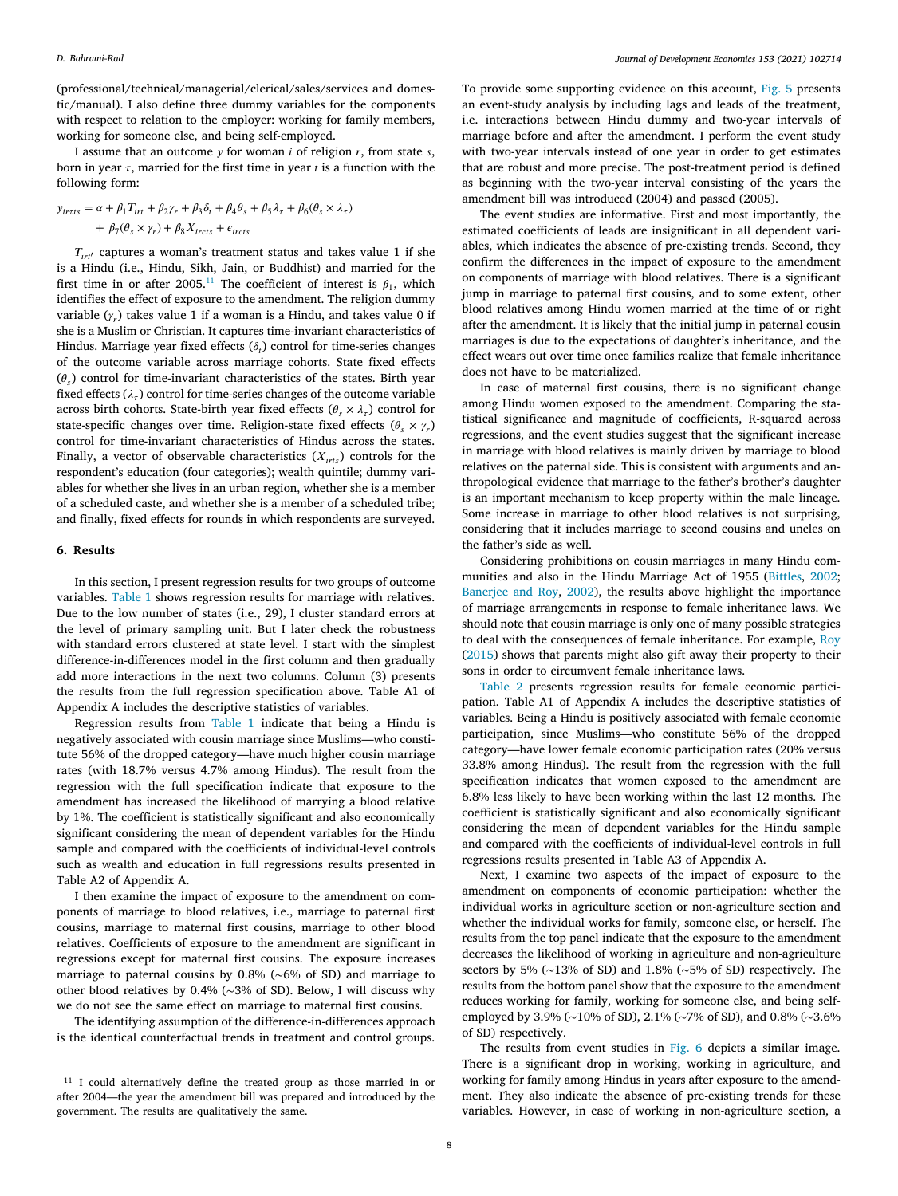(professional/technical/managerial/clerical/sales/services and domestic/manual). I also define three dummy variables for the components with respect to relation to the employer: working for family members, working for someone else, and being self-employed.

I assume that an outcome $y$ for woman $i$ of religion $r$, from state $s$, born in year $\tau$, married for the first time in year $t$ is a function with the following form:

$$y_{ir\tau ts} = \alpha + \beta_1 T_{irt} + \beta_2 \gamma_r + \beta_3 \delta_t + \beta_4 \theta_s + \beta_5 \lambda_\tau + \beta_6 (\theta_s \times \lambda_\tau) + \beta_7 (\theta_s \times \gamma_r) + \beta_8 X_{ircts} + \epsilon_{ircts}$$

$T_{irt'}$ captures a woman's treatment status and takes value 1 if she is a Hindu (i.e., Hindu, Sikh, Jain, or Buddhist) and married for the first time in or after 2005.[11] The coefficient of interest is $\beta_1$, which identifies the effect of exposure to the amendment. The religion dummy variable ($\gamma_r$) takes value 1 if a woman is a Hindu, and takes value 0 if she is a Muslim or Christian. It captures time-invariant characteristics of Hindus. Marriage year fixed effects ($\delta_t$) control for time-series changes of the outcome variable across marriage cohorts. State fixed effects ($\theta_s$) control for time-invariant characteristics of the states. Birth year fixed effects ($\lambda_\tau$) control for time-series changes of the outcome variable across birth cohorts. State-birth year fixed effects ($\theta_s \times \lambda_\tau$) control for state-specific changes over time. Religion-state fixed effects ($\theta_s \times \gamma_r$) control for time-invariant characteristics of Hindus across the states. Finally, a vector of observable characteristics ($X_{irts}$) controls for the respondent's education (four categories); wealth quintile; dummy variables for whether she lives in an urban region, whether she is a member of a scheduled caste, and whether she is a member of a scheduled tribe; and finally, fixed effects for rounds in which respondents are surveyed.

## 6. Results

In this section, I present regression results for two groups of outcome variables. Table 1 shows regression results for marriage with relatives. Due to the low number of states (i.e., 29), I cluster standard errors at the level of primary sampling unit. But I later check the robustness with standard errors clustered at state level. I start with the simplest difference-in-differences model in the first column and then gradually add more interactions in the next two columns. Column (3) presents the results from the full regression specification above. Table A1 of Appendix A includes the descriptive statistics of variables.

Regression results from Table 1 indicate that being a Hindu is negatively associated with cousin marriage since Muslims—who constitute 56% of the dropped category—have much higher cousin marriage rates (with 18.7% versus 4.7% among Hindus). The result from the regression with the full specification indicate that exposure to the amendment has increased the likelihood of marrying a blood relative by 1%. The coefficient is statistically significant and also economically significant considering the mean of dependent variables for the Hindu sample and compared with the coefficients of individual-level controls such as wealth and education in full regressions results presented in Table A2 of Appendix A.

I then examine the impact of exposure to the amendment on components of marriage to blood relatives, i.e., marriage to paternal first cousins, marriage to maternal first cousins, marriage to other blood relatives. Coefficients of exposure to the amendment are significant in regressions except for maternal first cousins. The exposure increases marriage to paternal cousins by 0.8% (~6% of SD) and marriage to other blood relatives by 0.4% (~3% of SD). Below, I will discuss why we do not see the same effect on marriage to maternal first cousins.

The identifying assumption of the difference-in-differences approach is the identical counterfactual trends in treatment and control groups. To provide some supporting evidence on this account, Fig. 5 presents an event-study analysis by including lags and leads of the treatment, i.e. interactions between Hindu dummy and two-year intervals of marriage before and after the amendment. I perform the event study with two-year intervals instead of one year in order to get estimates that are robust and more precise. The post-treatment period is defined as beginning with the two-year interval consisting of the years the amendment bill was introduced (2004) and passed (2005).

The event studies are informative. First and most importantly, the estimated coefficients of leads are insignificant in all dependent variables, which indicates the absence of pre-existing trends. Second, they confirm the differences in the impact of exposure to the amendment on components of marriage with blood relatives. There is a significant jump in marriage to paternal first cousins, and to some extent, other blood relatives among Hindu women married at the time of or right after the amendment. It is likely that the initial jump in paternal cousin marriages is due to the expectations of daughter's inheritance, and the effect wears out over time once families realize that female inheritance does not have to be materialized.

In case of maternal first cousins, there is no significant change among Hindu women exposed to the amendment. Comparing the statistical significance and magnitude of coefficients, R-squared across regressions, and the event studies suggest that the significant increase in marriage with blood relatives is mainly driven by marriage to blood relatives on the paternal side. This is consistent with arguments and anthropological evidence that marriage to the father's brother's daughter is an important mechanism to keep property within the male lineage. Some increase in marriage to other blood relatives is not surprising, considering that it includes marriage to second cousins and uncles on the father's side as well.

Considering prohibitions on cousin marriages in many Hindu communities and also in the Hindu Marriage Act of 1955 (Bittles, 2002; Banerjee and Roy, 2002), the results above highlight the importance of marriage arrangements in response to female inheritance laws. We should note that cousin marriage is only one of many possible strategies to deal with the consequences of female inheritance. For example, Roy (2015) shows that parents might also gift away their property to their sons in order to circumvent female inheritance laws.

Table 2 presents regression results for female economic participation. Table A1 of Appendix A includes the descriptive statistics of variables. Being a Hindu is positively associated with female economic participation, since Muslims—who constitute 56% of the dropped category—have lower female economic participation rates (20% versus 33.8% among Hindus). The result from the regression with the full specification indicates that women exposed to the amendment are 6.8% less likely to have been working within the last 12 months. The coefficient is statistically significant and also economically significant considering the mean of dependent variables for the Hindu sample and compared with the coefficients of individual-level controls in full regressions results presented in Table A3 of Appendix A.

Next, I examine two aspects of the impact of exposure to the amendment on components of economic participation: whether the individual works in agriculture section or non-agriculture section and whether the individual works for family, someone else, or herself. The results from the top panel indicate that the exposure to the amendment decreases the likelihood of working in agriculture and non-agriculture sectors by 5% (~13% of SD) and 1.8% (~5% of SD) respectively. The results from the bottom panel show that the exposure to the amendment reduces working for family, working for someone else, and being self-employed by 3.9% (~10% of SD), 2.1% (~7% of SD), and 0.8% (~3.6% of SD) respectively.

The results from event studies in Fig. 6 depicts a similar image. There is a significant drop in working, working in agriculture, and working for family among Hindus in years after exposure to the amendment. They also indicate the absence of pre-existing trends for these variables. However, in case of working in non-agriculture section, a

[11] I could alternatively define the treated group as those married in or after 2004—the year the amendment bill was prepared and introduced by the government. The results are qualitatively the same.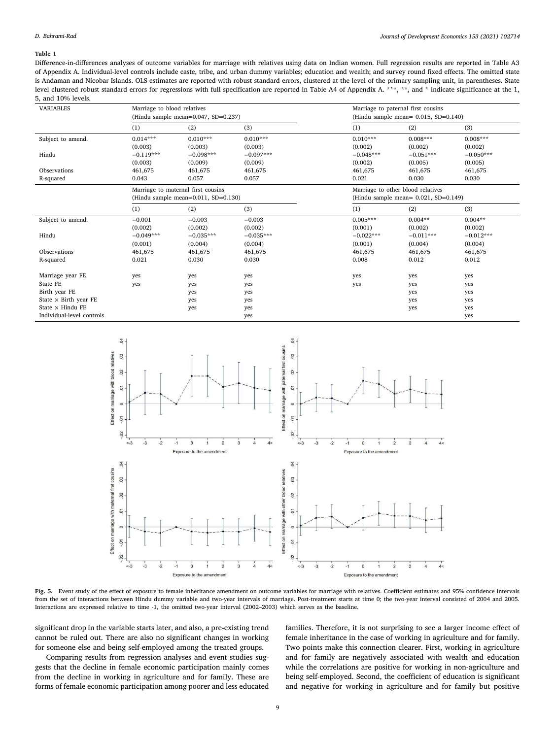**Table 1**

Difference-in-differences analyses of outcome variables for marriage with relatives using data on Indian women. Full regression results are reported in Table A3 of Appendix A. Individual-level controls include caste, tribe, and urban dummy variables; education and wealth; and survey round fixed effects. The omitted state is Andaman and Nicobar Islands. OLS estimates are reported with robust standard errors, clustered at the level of the primary sampling unit, in parentheses. State level clustered robust standard errors for regressions with full specification are reported in Table A4 of Appendix A. ***, **, and * indicate significance at the 1, 5, and 10% levels.

| VARIABLES | Marriage to blood relatives (Hindu sample mean=0.047, SD=0.237) | | | Marriage to paternal first cousins (Hindu sample mean= 0.015, SD=0.140) | | |
|---|---|---|---|---|---|---|
| | (1) | (2) | (3) | (1) | (2) | (3) |
| Subject to amend. | 0.014*** | 0.010*** | 0.010*** | 0.010*** | 0.008*** | 0.008*** |
| | (0.003) | (0.003) | (0.003) | (0.002) | (0.002) | (0.002) |
| Hindu | −0.119*** | −0.098*** | −0.097*** | −0.048*** | −0.051*** | −0.050*** |
| | (0.003) | (0.009) | (0.009) | (0.002) | (0.005) | (0.005) |
| Observations | 461,675 | 461,675 | 461,675 | 461,675 | 461,675 | 461,675 |
| R-squared | 0.043 | 0.057 | 0.057 | 0.021 | 0.030 | 0.030 |
| | Marriage to maternal first cousins (Hindu sample mean=0.011, SD=0.130) | | | Marriage to other blood relatives (Hindu sample mean= 0.021, SD=0.149) | | |
| | (1) | (2) | (3) | (1) | (2) | (3) |
| Subject to amend. | −0.001 | −0.003 | −0.003 | 0.005*** | 0.004** | 0.004** |
| | (0.002) | (0.002) | (0.002) | (0.001) | (0.002) | (0.002) |
| Hindu | −0.049*** | −0.035*** | −0.035*** | −0.022*** | −0.011*** | −0.012*** |
| | (0.001) | (0.004) | (0.004) | (0.001) | (0.004) | (0.004) |
| Observations | 461,675 | 461,675 | 461,675 | 461,675 | 461,675 | 461,675 |
| R-squared | 0.021 | 0.030 | 0.030 | 0.008 | 0.012 | 0.012 |
| Marriage year FE | yes | yes | yes | yes | yes | yes |
| State FE | yes | yes | yes | yes | yes | yes |
| Birth year FE | | yes | yes | | yes | yes |
| State × Birth year FE | | yes | yes | | yes | yes |
| State × Hindu FE | | yes | yes | | yes | yes |
| Individual-level controls | | | yes | | | yes |

**Fig. 5.** Event study of the effect of exposure to female inheritance amendment on outcome variables for marriage with relatives. Coefficient estimates and 95% confidence intervals from the set of interactions between Hindu dummy variable and two-year intervals of marriage. Post-treatment starts at time 0; the two-year interval consisted of 2004 and 2005. Interactions are expressed relative to time -1, the omitted two-year interval (2002–2003) which serves as the baseline.

significant drop in the variable starts later, and also, a pre-existing trend cannot be ruled out. There are also no significant changes in working for someone else and being self-employed among the treated groups.

Comparing results from regression analyses and event studies suggests that the decline in female economic participation mainly comes from the decline in working in agriculture and for family. These are forms of female economic participation among poorer and less educated families. Therefore, it is not surprising to see a larger income effect of female inheritance in the case of working in agriculture and for family. Two points make this connection clearer. First, working in agriculture and for family are negatively associated with wealth and education while the correlations are positive for working in non-agriculture and being self-employed. Second, the coefficient of education is significant and negative for working in agriculture and for family but positive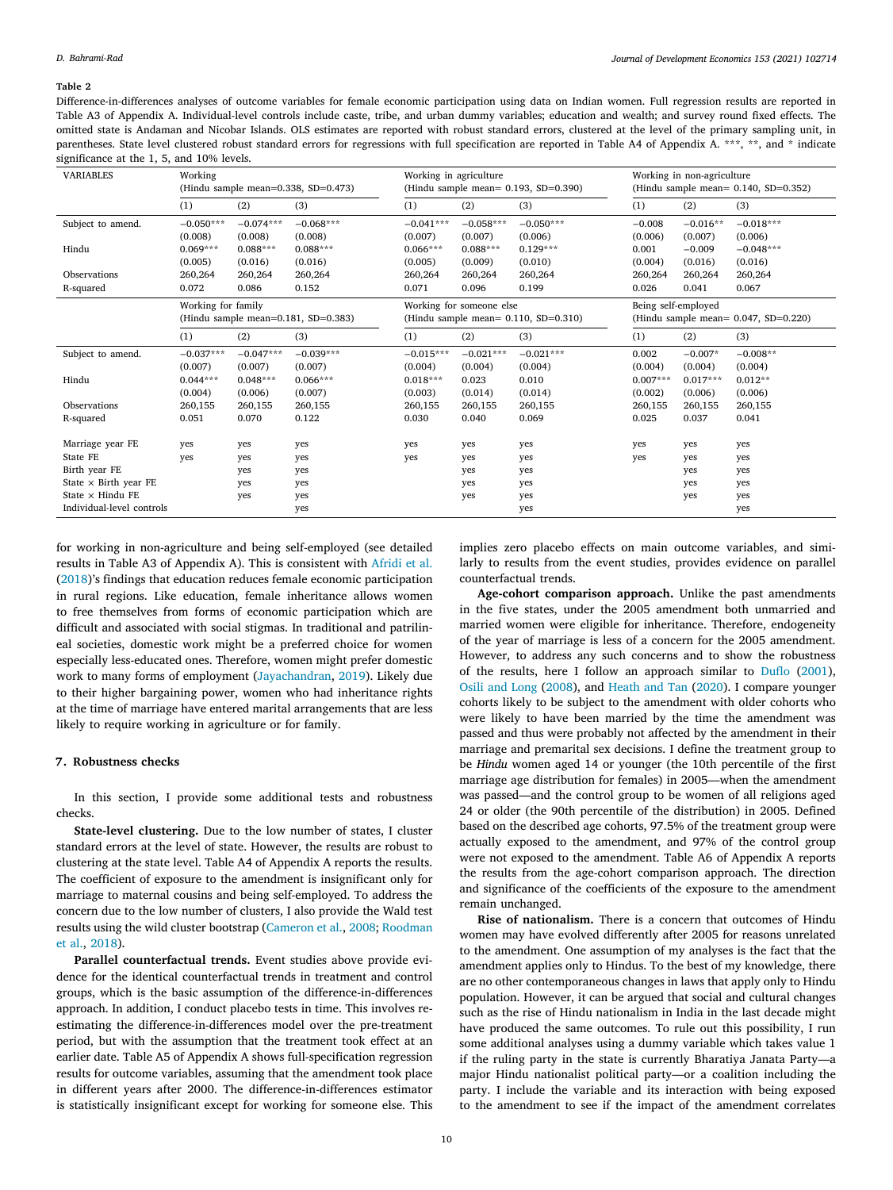**Table 2**

Difference-in-differences analyses of outcome variables for female economic participation using data on Indian women. Full regression results are reported in Table A3 of Appendix A. Individual-level controls include caste, tribe, and urban dummy variables; education and wealth; and survey round fixed effects. The omitted state is Andaman and Nicobar Islands. OLS estimates are reported with robust standard errors, clustered at the level of the primary sampling unit, in parentheses. State level clustered robust standard errors for regressions with full specification are reported in Table A4 of Appendix A. ***, **, and * indicate significance at the 1, 5, and 10% levels.

| VARIABLES | Working (Hindu sample mean=0.338, SD=0.473) | | | Working in agriculture (Hindu sample mean= 0.193, SD=0.390) | | | Working in non-agriculture (Hindu sample mean= 0.140, SD=0.352) | | |
|---|---|---|---|---|---|---|---|---|---|
| | (1) | (2) | (3) | (1) | (2) | (3) | (1) | (2) | (3) |
| Subject to amend. | −0.050*** | −0.074*** | −0.068*** | −0.041*** | −0.058*** | −0.050*** | −0.008 | −0.016** | −0.018*** |
| | (0.008) | (0.008) | (0.008) | (0.007) | (0.007) | (0.006) | (0.006) | (0.007) | (0.006) |
| Hindu | 0.069*** | 0.088*** | 0.088*** | 0.066*** | 0.088*** | 0.129*** | 0.001 | −0.009 | −0.048*** |
| | (0.005) | (0.016) | (0.016) | (0.005) | (0.009) | (0.010) | (0.004) | (0.016) | (0.016) |
| Observations | 260,264 | 260,264 | 260,264 | 260,264 | 260,264 | 260,264 | 260,264 | 260,264 | 260,264 |
| R-squared | 0.072 | 0.086 | 0.152 | 0.071 | 0.096 | 0.199 | 0.026 | 0.041 | 0.067 |
| | Working for family (Hindu sample mean=0.181, SD=0.383) | | | Working for someone else (Hindu sample mean= 0.110, SD=0.310) | | | Being self-employed (Hindu sample mean= 0.047, SD=0.220) | | |
| | (1) | (2) | (3) | (1) | (2) | (3) | (1) | (2) | (3) |
| Subject to amend. | −0.037*** | −0.047*** | −0.039*** | −0.015*** | −0.021*** | −0.021*** | 0.002 | −0.007* | −0.008** |
| | (0.007) | (0.007) | (0.007) | (0.004) | (0.004) | (0.004) | (0.004) | (0.004) | (0.004) |
| Hindu | 0.044*** | 0.048*** | 0.066*** | 0.018*** | 0.023 | 0.010 | 0.007*** | 0.017*** | 0.012** |
| | (0.004) | (0.006) | (0.007) | (0.003) | (0.014) | (0.014) | (0.002) | (0.006) | (0.006) |
| Observations | 260,155 | 260,155 | 260,155 | 260,155 | 260,155 | 260,155 | 260,155 | 260,155 | 260,155 |
| R-squared | 0.051 | 0.070 | 0.122 | 0.030 | 0.040 | 0.069 | 0.025 | 0.037 | 0.041 |
| Marriage year FE | yes | yes | yes | yes | yes | yes | yes | yes | yes |
| State FE | yes | yes | yes | yes | yes | yes | yes | yes | yes |
| Birth year FE | | yes | yes | | yes | yes | | yes | yes |
| State × Birth year FE | | yes | yes | | yes | yes | | yes | yes |
| State × Hindu FE | | yes | yes | | yes | yes | | yes | yes |
| Individual-level controls | | | yes | | | yes | | | yes |

for working in non-agriculture and being self-employed (see detailed results in Table A3 of Appendix A). This is consistent with Afridi et al. (2018)'s findings that education reduces female economic participation in rural regions. Like education, female inheritance allows women to free themselves from forms of economic participation which are difficult and associated with social stigmas. In traditional and patrilineal societies, domestic work might be a preferred choice for women especially less-educated ones. Therefore, women might prefer domestic work to many forms of employment (Jayachandran, 2019). Likely due to their higher bargaining power, women who had inheritance rights at the time of marriage have entered marital arrangements that are less likely to require working in agriculture or for family.

## 7. Robustness checks

In this section, I provide some additional tests and robustness checks.

**State-level clustering.** Due to the low number of states, I cluster standard errors at the level of state. However, the results are robust to clustering at the state level. Table A4 of Appendix A reports the results. The coefficient of exposure to the amendment is insignificant only for marriage to maternal cousins and being self-employed. To address the concern due to the low number of clusters, I also provide the Wald test results using the wild cluster bootstrap (Cameron et al., 2008; Roodman et al., 2018).

**Parallel counterfactual trends.** Event studies above provide evidence for the identical counterfactual trends in treatment and control groups, which is the basic assumption of the difference-in-differences approach. In addition, I conduct placebo tests in time. This involves re-estimating the difference-in-differences model over the pre-treatment period, but with the assumption that the treatment took effect at an earlier date. Table A5 of Appendix A shows full-specification regression results for outcome variables, assuming that the amendment took place in different years after 2000. The difference-in-differences estimator is statistically insignificant except for working for someone else. This implies zero placebo effects on main outcome variables, and similarly to results from the event studies, provides evidence on parallel counterfactual trends.

**Age-cohort comparison approach.** Unlike the past amendments in the five states, under the 2005 amendment both unmarried and married women were eligible for inheritance. Therefore, endogeneity of the year of marriage is less of a concern for the 2005 amendment. However, to address any such concerns and to show the robustness of the results, here I follow an approach similar to Duflo (2001), Osili and Long (2008), and Heath and Tan (2020). I compare younger cohorts likely to be subject to the amendment with older cohorts who were likely to have been married by the time the amendment was passed and thus were probably not affected by the amendment in their marriage and premarital sex decisions. I define the treatment group to be *Hindu* women aged 14 or younger (the 10th percentile of the first marriage age distribution for females) in 2005—when the amendment was passed—and the control group to be women of all religions aged 24 or older (the 90th percentile of the distribution) in 2005. Defined based on the described age cohorts, 97.5% of the treatment group were actually exposed to the amendment, and 97% of the control group were not exposed to the amendment. Table A6 of Appendix A reports the results from the age-cohort comparison approach. The direction and significance of the coefficients of the exposure to the amendment remain unchanged.

**Rise of nationalism.** There is a concern that outcomes of Hindu women may have evolved differently after 2005 for reasons unrelated to the amendment. One assumption of my analyses is the fact that the amendment applies only to Hindus. To the best of my knowledge, there are no other contemporaneous changes in laws that apply only to Hindu population. However, it can be argued that social and cultural changes such as the rise of Hindu nationalism in India in the last decade might have produced the same outcomes. To rule out this possibility, I run some additional analyses using a dummy variable which takes value 1 if the ruling party in the state is currently Bharatiya Janata Party—a major Hindu nationalist political party—or a coalition including the party. I include the variable and its interaction with being exposed to the amendment to see if the impact of the amendment correlates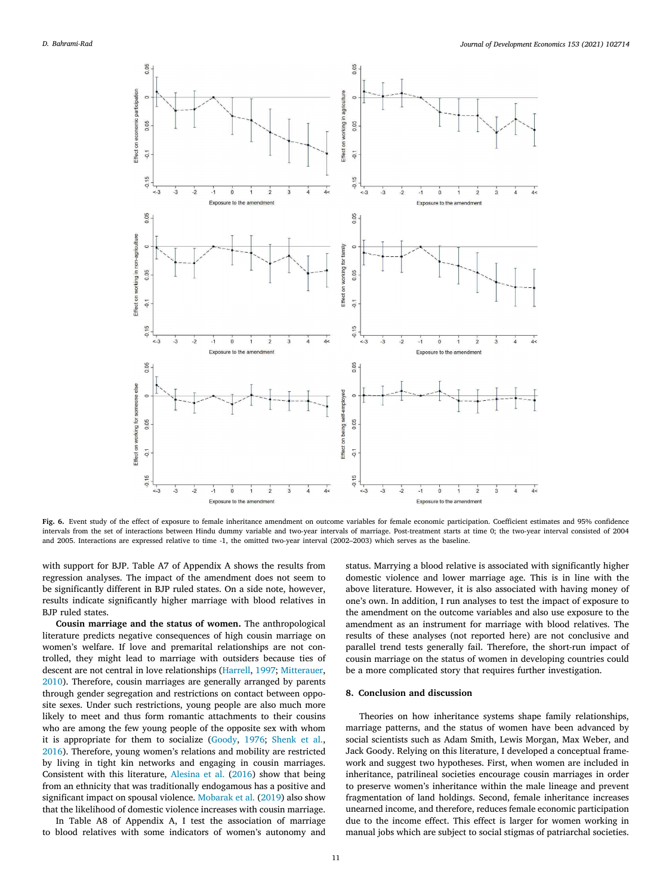Fig. 6. Event study of the effect of exposure to female inheritance amendment on outcome variables for female economic participation. Coefficient estimates and 95% confidence intervals from the set of interactions between Hindu dummy variable and two-year intervals of marriage. Post-treatment starts at time 0; the two-year interval consisted of 2004 and 2005. Interactions are expressed relative to time -1, the omitted two-year interval (2002–2003) which serves as the baseline.

with support for BJP. Table A7 of Appendix A shows the results from regression analyses. The impact of the amendment does not seem to be significantly different in BJP ruled states. On a side note, however, results indicate significantly higher marriage with blood relatives in BJP ruled states.

**Cousin marriage and the status of women.** The anthropological literature predicts negative consequences of high cousin marriage on women's welfare. If love and premarital relationships are not controlled, they might lead to marriage with outsiders because ties of descent are not central in love relationships (Harrell, 1997; Mitterauer, 2010). Therefore, cousin marriages are generally arranged by parents through gender segregation and restrictions on contact between opposite sexes. Under such restrictions, young people are also much more likely to meet and thus form romantic attachments to their cousins who are among the few young people of the opposite sex with whom it is appropriate for them to socialize (Goody, 1976; Shenk et al., 2016). Therefore, young women's relations and mobility are restricted by living in tight kin networks and engaging in cousin marriages. Consistent with this literature, Alesina et al. (2016) show that being from an ethnicity that was traditionally endogamous has a positive and significant impact on spousal violence. Mobarak et al. (2019) also show that the likelihood of domestic violence increases with cousin marriage.

In Table A8 of Appendix A, I test the association of marriage to blood relatives with some indicators of women's autonomy and status. Marrying a blood relative is associated with significantly higher domestic violence and lower marriage age. This is in line with the above literature. However, it is also associated with having money of one's own. In addition, I run analyses to test the impact of exposure to the amendment on the outcome variables and also use exposure to the amendment as an instrument for marriage with blood relatives. The results of these analyses (not reported here) are not conclusive and parallel trend tests generally fail. Therefore, the short-run impact of cousin marriage on the status of women in developing countries could be a more complicated story that requires further investigation.

## 8. Conclusion and discussion

Theories on how inheritance systems shape family relationships, marriage patterns, and the status of women have been advanced by social scientists such as Adam Smith, Lewis Morgan, Max Weber, and Jack Goody. Relying on this literature, I developed a conceptual framework and suggest two hypotheses. First, when women are included in inheritance, patrilineal societies encourage cousin marriages in order to preserve women's inheritance within the male lineage and prevent fragmentation of land holdings. Second, female inheritance increases unearned income, and therefore, reduces female economic participation due to the income effect. This effect is larger for women working in manual jobs which are subject to social stigmas of patriarchal societies.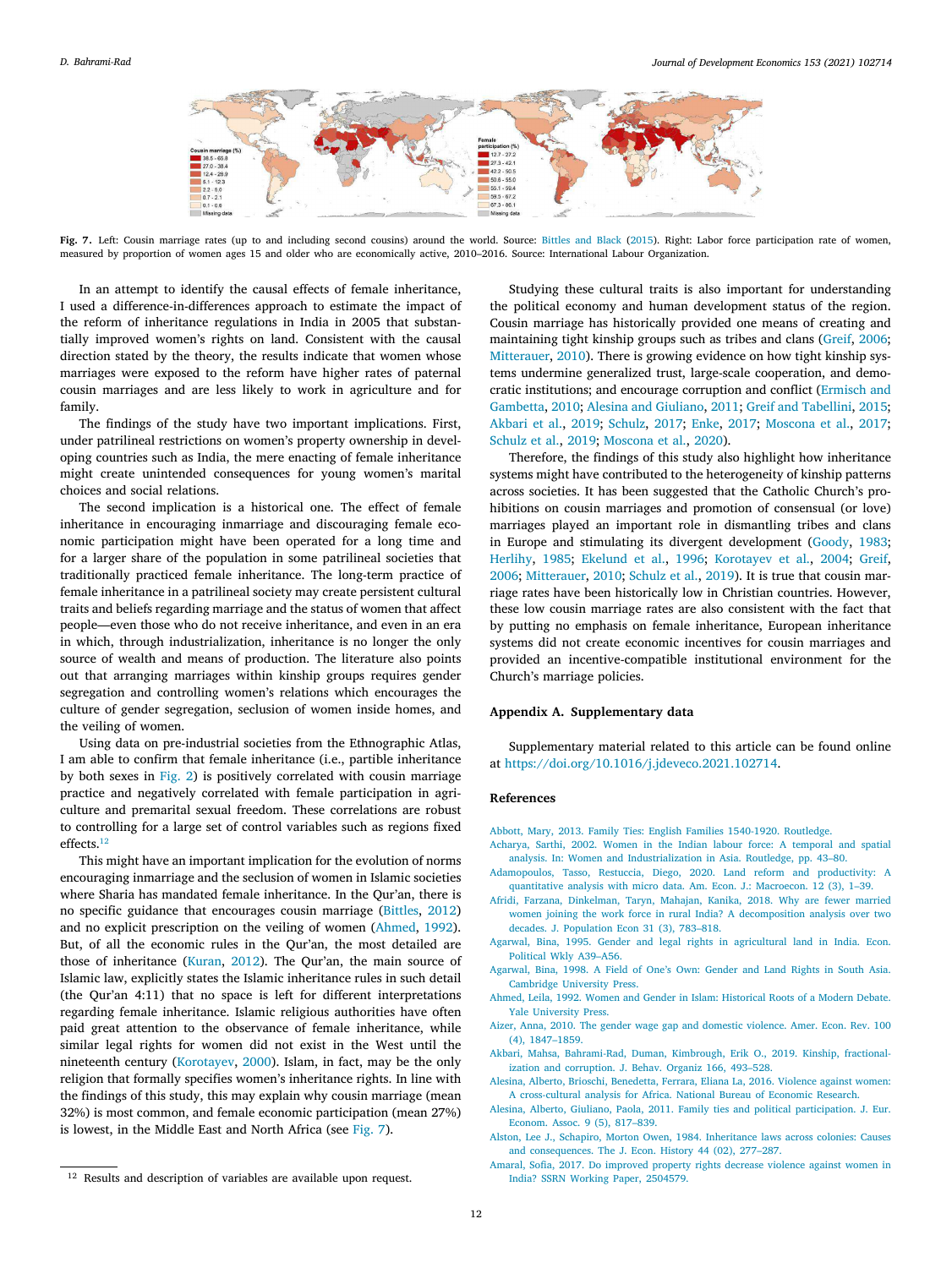Fig. 7. Left: Cousin marriage rates (up to and including second cousins) around the world. Source: Bittles and Black (2015). Right: Labor force participation rate of women, measured by proportion of women ages 15 and older who are economically active, 2010–2016. Source: International Labour Organization.

In an attempt to identify the causal effects of female inheritance, I used a difference-in-differences approach to estimate the impact of the reform of inheritance regulations in India in 2005 that substantially improved women's rights on land. Consistent with the causal direction stated by the theory, the results indicate that women whose marriages were exposed to the reform have higher rates of paternal cousin marriages and are less likely to work in agriculture and for family.

The findings of the study have two important implications. First, under patrilineal restrictions on women's property ownership in developing countries such as India, the mere enacting of female inheritance might create unintended consequences for young women's marital choices and social relations.

The second implication is a historical one. The effect of female inheritance in encouraging inmarriage and discouraging female economic participation might have been operated for a long time and for a larger share of the population in some patrilineal societies that traditionally practiced female inheritance. The long-term practice of female inheritance in a patrilineal society may create persistent cultural traits and beliefs regarding marriage and the status of women that affect people—even those who do not receive inheritance, and even in an era in which, through industrialization, inheritance is no longer the only source of wealth and means of production. The literature also points out that arranging marriages within kinship groups requires gender segregation and controlling women's relations which encourages the culture of gender segregation, seclusion of women inside homes, and the veiling of women.

Using data on pre-industrial societies from the Ethnographic Atlas, I am able to confirm that female inheritance (i.e., partible inheritance by both sexes in Fig. 2) is positively correlated with cousin marriage practice and negatively correlated with female participation in agriculture and premarital sexual freedom. These correlations are robust to controlling for a large set of control variables such as regions fixed effects.[12]

This might have an important implication for the evolution of norms encouraging inmarriage and the seclusion of women in Islamic societies where Sharia has mandated female inheritance. In the Qur'an, there is no specific guidance that encourages cousin marriage (Bittles, 2012) and no explicit prescription on the veiling of women (Ahmed, 1992). But, of all the economic rules in the Qur'an, the most detailed are those of inheritance (Kuran, 2012). The Qur'an, the main source of Islamic law, explicitly states the Islamic inheritance rules in such detail (the Qur'an 4:11) that no space is left for different interpretations regarding female inheritance. Islamic religious authorities have often paid great attention to the observance of female inheritance, while similar legal rights for women did not exist in the West until the nineteenth century (Korotayev, 2000). Islam, in fact, may be the only religion that formally specifies women's inheritance rights. In line with the findings of this study, this may explain why cousin marriage (mean 32%) is most common, and female economic participation (mean 27%) is lowest, in the Middle East and North Africa (see Fig. 7).

Studying these cultural traits is also important for understanding the political economy and human development status of the region. Cousin marriage has historically provided one means of creating and maintaining tight kinship groups such as tribes and clans (Greif, 2006; Mitterauer, 2010). There is growing evidence on how tight kinship systems undermine generalized trust, large-scale cooperation, and democratic institutions; and encourage corruption and conflict (Ermisch and Gambetta, 2010; Alesina and Giuliano, 2011; Greif and Tabellini, 2015; Akbari et al., 2019; Schulz, 2017; Enke, 2017; Moscona et al., 2017; Schulz et al., 2019; Moscona et al., 2020).

Therefore, the findings of this study also highlight how inheritance systems might have contributed to the heterogeneity of kinship patterns across societies. It has been suggested that the Catholic Church's prohibitions on cousin marriages and promotion of consensual (or love) marriages played an important role in dismantling tribes and clans in Europe and stimulating its divergent development (Goody, 1983; Herlihy, 1985; Ekelund et al., 1996; Korotayev et al., 2004; Greif, 2006; Mitterauer, 2010; Schulz et al., 2019). It is true that cousin marriage rates have been historically low in Christian countries. However, these low cousin marriage rates are also consistent with the fact that by putting no emphasis on female inheritance, European inheritance systems did not create economic incentives for cousin marriages and provided an incentive-compatible institutional environment for the Church's marriage policies.

## Appendix A. Supplementary data

Supplementary material related to this article can be found online at https://doi.org/10.1016/j.jdeveco.2021.102714.

## References

Abbott, Mary, 2013. Family Ties: English Families 1540-1920. Routledge.

Acharya, Sarthi, 2002. Women in the Indian labour force: A temporal and spatial analysis. In: Women and Industrialization in Asia. Routledge, pp. 43–80.

Adamopoulos, Tasso, Restuccia, Diego, 2020. Land reform and productivity: A quantitative analysis with micro data. Am. Econ. J.: Macroecon. 12 (3), 1–39.

Afridi, Farzana, Dinkelman, Taryn, Mahajan, Kanika, 2018. Why are fewer married women joining the work force in rural India? A decomposition analysis over two decades. J. Population Econ 31 (3), 783–818.

Agarwal, Bina, 1995. Gender and legal rights in agricultural land in India. Econ. Political Wkly A39–A56.

Agarwal, Bina, 1998. A Field of One's Own: Gender and Land Rights in South Asia. Cambridge University Press.

Ahmed, Leila, 1992. Women and Gender in Islam: Historical Roots of a Modern Debate. Yale University Press.

Aizer, Anna, 2010. The gender wage gap and domestic violence. Amer. Econ. Rev. 100 (4), 1847–1859.

Akbari, Mahsa, Bahrami-Rad, Duman, Kimbrough, Erik O., 2019. Kinship, fractionalization and corruption. J. Behav. Organiz 166, 493–528.

Alesina, Alberto, Brioschi, Benedetta, Ferrara, Eliana La, 2016. Violence against women: A cross-cultural analysis for Africa. National Bureau of Economic Research.

Alesina, Alberto, Giuliano, Paola, 2011. Family ties and political participation. J. Eur. Econom. Assoc. 9 (5), 817–839.

Alston, Lee J., Schapiro, Morton Owen, 1984. Inheritance laws across colonies: Causes and consequences. The J. Econ. History 44 (02), 277–287.

Amaral, Sofia, 2017. Do improved property rights decrease violence against women in India? SSRN Working Paper, 2504579.

[12] Results and description of variables are available upon request.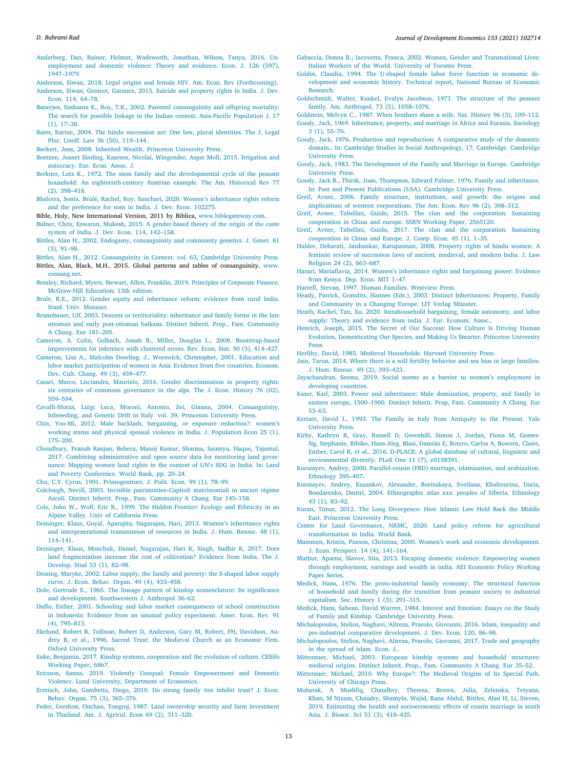Anderberg, Dan, Rainer, Helmut, Wadsworth, Jonathan, Wilson, Tanya, 2016. Unemployment and domestic violence: Theory and evidence. Econ. J. 126 (597), 1947–1979.

Anderson, Siwan, 2018. Legal origins and female HIV. Am. Econ. Rev (Forthcoming).

Anderson, Siwan, Genicot, Garance, 2015. Suicide and property rights in India. J. Dev. Econ. 114, 64–78.

Banerjee, Sushanta K., Roy, T.K., 2002. Parental consanguinity and offspring mortality: The search for possible linkage in the Indian context. Asia-Pacific Population J. 17 (1), 17–38.

Bates, Karine, 2004. The hindu succession act: One law, plural identities. The J. Legal Plur. Unoff. Law 36 (50), 119–144.

Beckert, Jens, 2008. Inherited Wealth. Princeton University Press.

Bentzen, Jeanet Sinding, Kaarsen, Nicolai, Wingender, Asger Moll, 2015. Irrigation and autocracy. Eur. Econ. Assoc. J.

Berkner, Lutz K., 1972. The stem family and the developmental cycle of the peasant household: An eighteenth-century Austrian example. The Am. Historical Rev 77 (2), 398–418.

Bhalotra, Sonia, Brulé, Rachel, Roy, Sanchari, 2020. Women's inheritance rights reform and the preference for sons in India. J. Dev. Econ. 102275.

Bible, Holy, New International Version, 2011 by Biblica, www.biblegateway.com.

Bidner, Chris, Eswaran, Mukesh, 2015. A gender-based theory of the origin of the caste system of India. J. Dev. Econ. 114, 142–158.

Bittles, Alan H., 2002. Endogamy, consanguinity and community genetics. J. Genet. 81 (3), 91–98.

Bittles, Alan H., 2012. Consanguinity in Context. vol. 63, Cambridge University Press.

Bittles, Alan, Black, M.H., 2015. Global patterns and tables of consanguinity. www.consang.net.

Brealey, Richard, Myers, Stewart, Allen, Franklin, 2019. Principles of Corporate Finance. McGraw-Hill Education; 13th edition.

Brule, R.E., 2012. Gender equity and inheritance reform: evidence from rural India. Stanf. Univ. Manuscr.

Brunnbauer, Ulf, 2003. Descent or territoriality: inheritance and family forms in the late ottoman and early post-ottoman balkans. Distinct Inherit. Prop., Fam. Community A Chang. Eur 181–205.

Cameron, A. Colin, Gelbach, Jonah B., Miller, Douglas L., 2008. Bootstrap-based improvements for inference with clustered errors. Rev. Econ. Stat. 90 (3), 414–427.

Cameron, Lisa A., Malcolm Dowling, J., Worswick, Christopher, 2001. Education and labor market participation of women in Asia: Evidence from five countries. Econom. Dev. Cult. Chang. 49 (3), 459–477.

Casari, Marco, Lisciandra, Maurizio, 2016. Gender discrimination in property rights: six centuries of commons governance in the alps. The J. Econ. History 76 (02), 559–594.

Cavalli-Sforza, Luigi Luca, Moroni, Antonio, Zei, Gianna, 2004. Consanguinity, Inbreeding, and Genetic Drift in Italy. vol. 39, Princeton University Press.

Chin, Yoo-Mi, 2012. Male backlash, bargaining, or exposure reduction?: women's working status and physical spousal violence in India. J. Population Econ 25 (1), 175–200.

Choudhury, Pranab Ranjan, Behera, Manoj Kumar, Sharma, Saumya, Haque, Tajamul, 2017. Combining administrative and open source data for monitoring land governance: Mapping women land rights in the context of UN's SDG in India. In: Land and Poverty Conference. World Bank, pp. 20–24.

Chu, C.Y. Cyrus, 1991. Primogeniture. J. Polit. Econ. 99 (1), 78–99.

Colclough, Nevill, 2003. Invisible patrimonies–Capitoli matrimoniali in ancien régime Ascoli. Distinct Inherit. Prop., Fam. Community A Chang. Eur 145–158.

Cole, John W., Wolf, Eric R., 1999. The Hidden Frontier: Ecology and Ethnicity in an Alpine Valley. Univ of California Press.

Deininger, Klaus, Goyal, Aparajita, Nagarajan, Hari, 2013. Women's inheritance rights and intergenerational transmission of resources in India. J. Hum. Resour. 48 (1), 114–141.

Deininger, Klaus, Monchuk, Daniel, Nagarajan, Hari K, Singh, Sudhir K, 2017. Does land fragmentation increase the cost of cultivation? Evidence from India. The J. Develop. Stud 53 (1), 82–98.

Dessing, Maryke, 2002. Labor supply, the family and poverty: the S-shaped labor supply curve. J. Econ. Behav. Organ. 49 (4), 433–458.

Dole, Gertrude E., 1965. The lineage pattern of kinship nomenclature: Its significance and development. Southwestern J. Anthropol 36–62.

Duflo, Esther, 2001. Schooling and labor market consequences of school construction in Indonesia: Evidence from an unusual policy experiment. Amer. Econ. Rev. 91 (4), 795–813.

Ekelund, Robert B, Tollison, Robert D, Anderson, Gary M, Robert, FH, Davidson, Audrey B, et al., 1996. Sacred Trust: the Medieval Church as an Economic Firm. Oxford University Press.

Enke, Benjamin, 2017. Kinship systems, cooperation and the evolution of culture. CESifo Working Paper, 6867.

Ericsson, Sanna, 2019. Violently Unequal: Female Empowerment and Domestic Violence. Lund University, Department of Economics.

Ermisch, John, Gambetta, Diego, 2010. Do strong family ties inhibit trust? J. Econ. Behav. Organ. 75 (3), 365–376.

Feder, Gershon, Onchan, Tongroj, 1987. Land ownership security and farm investment in Thailand. Am. J. Agricul. Econ 69 (2), 311–320.

Gabaccia, Donna R., Iacovetta, Franca, 2002. Women, Gender and Transnational Lives: Italian Workers of the World. University of Toronto Press.

Goldin, Claudia, 1994. The U-shaped female labor force function in economic development and economic history. Technical report, National Bureau of Economic Research.

Goldschmidt, Walter, Kunkel, Evalyn Jacobson, 1971. The structure of the peasant family. Am. Anthropol. 73 (5), 1058–1076.

Goldstein, Melvyn C., 1987. When brothers share a wife. Nat. History 96 (3), 109–112.

Goody, Jack, 1969. Inheritance, property, and marriage in Africa and Eurasia. Sociology 3 (1), 55–76.

Goody, Jack, 1976. Production and reproduction: A comparative study of the domestic domain.. In: Cambridge Studies in Social Anthropology, 17. Cambridge. Cambridge University Press.

Goody, Jack, 1983. The Development of the Family and Marriage in Europe. Cambridge University Press.

Goody, Jack R., Thirsk, Joan, Thompson, Edward Palmer, 1976. Family and inheritance. In: Past and Present Publications (USA). Cambridge University Press.

Greif, Avner, 2006. Family structure, institutions, and growth: the origins and implications of western corporations. The Am. Econ. Rev 96 (2), 308–312.

Greif, Avner, Tabellini, Guido, 2015. The clan and the corporation: Sustaining cooperation in China and europe. SSRN Working Paper, 2565120.

Greif, Avner, Tabellini, Guido, 2017. The clan and the corporation: Sustaining cooperation in China and Europe. J. Comp. Econ. 45 (1), 1–35.

Halder, Debarati, Jaishankar, Karupannan, 2008. Property rights of hindu women: A feminist review of succession laws of ancient, medieval, and modern India. J. Law Religion 24 (2), 663–687.

Harari, Mariaflavia, 2014. Women's inheritance rights and bargaining power: Evidence from Kenya. Dep. Econ. MIT 1–47.

Harrell, Stevan, 1997. Human Families. Westview Press.

Heady, Patrick, Grandits, Hannes (Eds.), 2003. Distinct Inheritances: Property, Family and Community in a Changing Europe. LIT Verlag Münster.

Heath, Rachel, Tan, Xu, 2020. Intrahousehold bargaining, female autonomy, and labor supply: Theory and evidence from india. J. Eur. Econom. Assoc..

Henrich, Joseph, 2015. The Secret of Our Success: How Culture Is Driving Human Evolution, Domesticating Our Species, and Making Us Smarter. Princeton University Press.

Herlihy, David, 1985. Medieval Households. Harvard University Press.

Jain, Tarun, 2014. Where there is a will fertility behavior and sex bias in large families. J. Hum. Resour. 49 (2), 393–423.

Jayachandran, Seema, 2019. Social norms as a barrier to women's employment in developing countries.

Kaser, Karl, 2003. Power and inheritance: Male domination, property, and family in eastern europe, 1500–1900. Distinct Inherit. Prop, Fam. Community A Chang. Eur 53–63.

Kertzer, David I., 1993. The Family in Italy from Antiquity to the Present. Yale University Press.

Kirby, Kathryn R, Gray, Russell D, Greenhill, Simon J, Jordan, Fiona M, Gomes-Ng, Stephanie, Bibiko, Hans-Jörg, Blasi, Damián E, Botero, Carlos A, Bowern, Claire, Ember, Carol R, et al., 2016. D-PLACE: A global database of cultural, linguistic and environmental diversity. PLoS One 11 (7), e0158391.

Korotayev, Andrey, 2000. Parallel-cousin (FBD) marriage, islamization, and arabization. Ethnology 395–407.

Korotayev, Andrey, Kazankov, Alexander, Borinskaya, Svetlana, Khaltourina, Daria, Bondarenko, Dmitri, 2004. Ethnographic atlas xxx: peoples of Siberia. Ethnology 43 (1), 83–92.

Kuran, Timur, 2012. The Long Divergence: How Islamic Law Held Back the Middle East. Princeton University Press.

Center for Land Governance, NRMC, 2020. Land policy reform for agricultural transformation in India. World Bank.

Mammen, Kristin, Paxson, Christina, 2000. Women's work and economic development. J. Econ. Perspect. 14 (4), 141–164.

Mathur, Aparna, Slavov, Sita, 2013. Escaping domestic violence: Empowering women through employment, earnings and wealth in india. AEI Economic Policy Working Paper Series.

Medick, Hans, 1976. The proto-industrial family economy: The structural function of household and family during the transition from peasant society to industrial capitalism. Soc. History 1 (3), 291–315.

Medick, Hans, Sabean, David Warren, 1984. Interest and Emotion: Essays on the Study of Family and Kinship. Cambridge University Press.

Michalopoulos, Stelios, Naghavi, Alireza, Prarolo, Giovanni, 2016. Islam, inequality and pre-industrial comparative development. J. Dev. Econ. 120, 86–98.

Michalopoulos, Stelios, Naghavi, Alireza, Prarolo, Giovanni, 2017. Trade and geography in the spread of islam. Econ. J..

Mitterauer, Michael, 2003. European kinship systems and household structures: medieval origins. Distinct Inherit. Prop., Fam. Community A Chang. Eur 35–52.

Mitterauer, Michael, 2010. Why Europe?: The Medieval Origins of Its Special Path. University of Chicago Press.

Mobarak, A Mushfiq, Chaudhry, Theresa, Brown, Julia, Zelenska, Tetyana, Khan, M Nizam, Chaudry, Shamyla, Wajid, Rana Abdul, Bittles, Alan H, Li, Steven, 2019. Estimating the health and socioeconomic effects of cousin marriage in south Asia. J. Biosoc. Sci 51 (3), 418–435.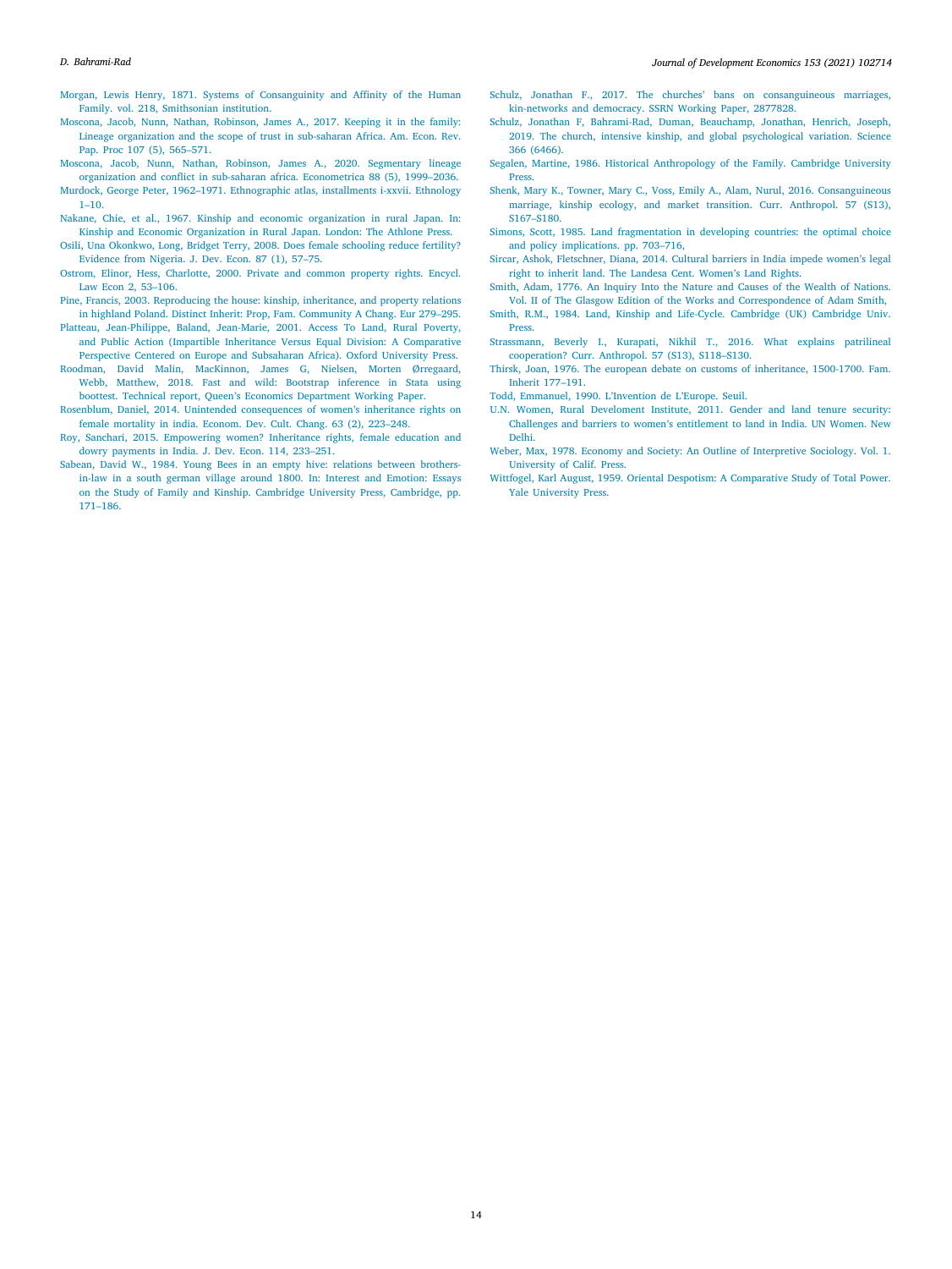Morgan, Lewis Henry, 1871. Systems of Consanguinity and Affinity of the Human Family. vol. 218, Smithsonian institution.

Moscona, Jacob, Nunn, Nathan, Robinson, James A., 2017. Keeping it in the family: Lineage organization and the scope of trust in sub-saharan Africa. Am. Econ. Rev. Pap. Proc 107 (5), 565–571.

Moscona, Jacob, Nunn, Nathan, Robinson, James A., 2020. Segmentary lineage organization and conflict in sub-saharan africa. Econometrica 88 (5), 1999–2036.

Murdock, George Peter, 1962–1971. Ethnographic atlas, installments i-xxvii. Ethnology 1–10.

Nakane, Chie, et al., 1967. Kinship and economic organization in rural Japan. In: Kinship and Economic Organization in Rural Japan. London: The Athlone Press.

Osili, Una Okonkwo, Long, Bridget Terry, 2008. Does female schooling reduce fertility? Evidence from Nigeria. J. Dev. Econ. 87 (1), 57–75.

Ostrom, Elinor, Hess, Charlotte, 2000. Private and common property rights. Encycl. Law Econ 2, 53–106.

Pine, Francis, 2003. Reproducing the house: kinship, inheritance, and property relations in highland Poland. Distinct Inherit: Prop, Fam. Community A Chang. Eur 279–295.

Platteau, Jean-Philippe, Baland, Jean-Marie, 2001. Access To Land, Rural Poverty, and Public Action (Impartible Inheritance Versus Equal Division: A Comparative Perspective Centered on Europe and Subsaharan Africa). Oxford University Press.

Roodman, David Malin, MacKinnon, James G, Nielsen, Morten Ørregaard, Webb, Matthew, 2018. Fast and wild: Bootstrap inference in Stata using boottest. Technical report, Queen's Economics Department Working Paper.

Rosenblum, Daniel, 2014. Unintended consequences of women's inheritance rights on female mortality in india. Econom. Dev. Cult. Chang. 63 (2), 223–248.

Roy, Sanchari, 2015. Empowering women? Inheritance rights, female education and dowry payments in India. J. Dev. Econ. 114, 233–251.

Sabean, David W., 1984. Young Bees in an empty hive: relations between brothers-in-law in a south german village around 1800. In: Interest and Emotion: Essays on the Study of Family and Kinship. Cambridge University Press, Cambridge, pp. 171–186.

Schulz, Jonathan F., 2017. The churches' bans on consanguineous marriages, kin-networks and democracy. SSRN Working Paper, 2877828.

Schulz, Jonathan F, Bahrami-Rad, Duman, Beauchamp, Jonathan, Henrich, Joseph, 2019. The church, intensive kinship, and global psychological variation. Science 366 (6466).

Segalen, Martine, 1986. Historical Anthropology of the Family. Cambridge University Press.

Shenk, Mary K., Towner, Mary C., Voss, Emily A., Alam, Nurul, 2016. Consanguineous marriage, kinship ecology, and market transition. Curr. Anthropol. 57 (S13), S167–S180.

Simons, Scott, 1985. Land fragmentation in developing countries: the optimal choice and policy implications. pp. 703–716,

Sircar, Ashok, Fletschner, Diana, 2014. Cultural barriers in India impede women's legal right to inherit land. The Landesa Cent. Women's Land Rights.

Smith, Adam, 1776. An Inquiry Into the Nature and Causes of the Wealth of Nations. Vol. II of The Glasgow Edition of the Works and Correspondence of Adam Smith,

Smith, R.M., 1984. Land, Kinship and Life-Cycle. Cambridge (UK) Cambridge Univ. Press.

Strassmann, Beverly I., Kurapati, Nikhil T., 2016. What explains patrilineal cooperation? Curr. Anthropol. 57 (S13), S118–S130.

Thirsk, Joan, 1976. The european debate on customs of inheritance, 1500-1700. Fam. Inherit 177–191.

Todd, Emmanuel, 1990. L'Invention de L'Europe. Seuil.

U.N. Women, Rural Develoment Institute, 2011. Gender and land tenure security: Challenges and barriers to women's entitlement to land in India. UN Women. New Delhi.

Weber, Max, 1978. Economy and Society: An Outline of Interpretive Sociology. Vol. 1. University of Calif. Press.

Wittfogel, Karl August, 1959. Oriental Despotism: A Comparative Study of Total Power. Yale University Press.